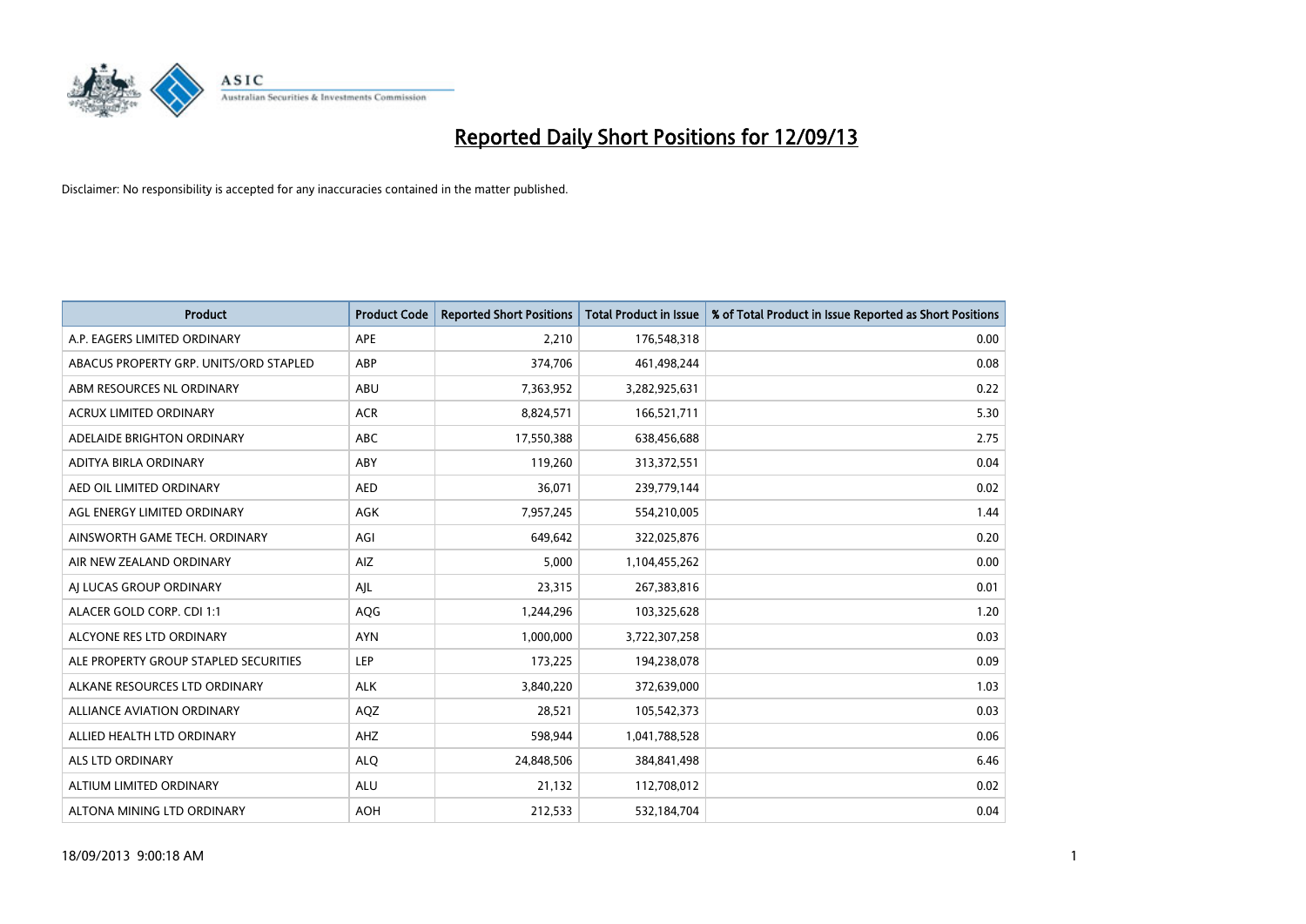# Reported Daily Short Positions for 12/09/13

Disclaimer: No responsibility is accepted for any inaccuracies contained in the matter published.

| Product | Product Code | Reported Short Positions | Total Product in Issue | % of Total Product in Issue Reported as Short Positions |
|---|---|---|---|---|
| A.P. EAGERS LIMITED ORDINARY | APE | 2,210 | 176,548,318 | 0.00 |
| ABACUS PROPERTY GRP. UNITS/ORD STAPLED | ABP | 374,706 | 461,498,244 | 0.08 |
| ABM RESOURCES NL ORDINARY | ABU | 7,363,952 | 3,282,925,631 | 0.22 |
| ACRUX LIMITED ORDINARY | ACR | 8,824,571 | 166,521,711 | 5.30 |
| ADELAIDE BRIGHTON ORDINARY | ABC | 17,550,388 | 638,456,688 | 2.75 |
| ADITYA BIRLA ORDINARY | ABY | 119,260 | 313,372,551 | 0.04 |
| AED OIL LIMITED ORDINARY | AED | 36,071 | 239,779,144 | 0.02 |
| AGL ENERGY LIMITED ORDINARY | AGK | 7,957,245 | 554,210,005 | 1.44 |
| AINSWORTH GAME TECH. ORDINARY | AGI | 649,642 | 322,025,876 | 0.20 |
| AIR NEW ZEALAND ORDINARY | AIZ | 5,000 | 1,104,455,262 | 0.00 |
| AJ LUCAS GROUP ORDINARY | AJL | 23,315 | 267,383,816 | 0.01 |
| ALACER GOLD CORP. CDI 1:1 | AQG | 1,244,296 | 103,325,628 | 1.20 |
| ALCYONE RES LTD ORDINARY | AYN | 1,000,000 | 3,722,307,258 | 0.03 |
| ALE PROPERTY GROUP STAPLED SECURITIES | LEP | 173,225 | 194,238,078 | 0.09 |
| ALKANE RESOURCES LTD ORDINARY | ALK | 3,840,220 | 372,639,000 | 1.03 |
| ALLIANCE AVIATION ORDINARY | AQZ | 28,521 | 105,542,373 | 0.03 |
| ALLIED HEALTH LTD ORDINARY | AHZ | 598,944 | 1,041,788,528 | 0.06 |
| ALS LTD ORDINARY | ALQ | 24,848,506 | 384,841,498 | 6.46 |
| ALTIUM LIMITED ORDINARY | ALU | 21,132 | 112,708,012 | 0.02 |
| ALTONA MINING LTD ORDINARY | AOH | 212,533 | 532,184,704 | 0.04 |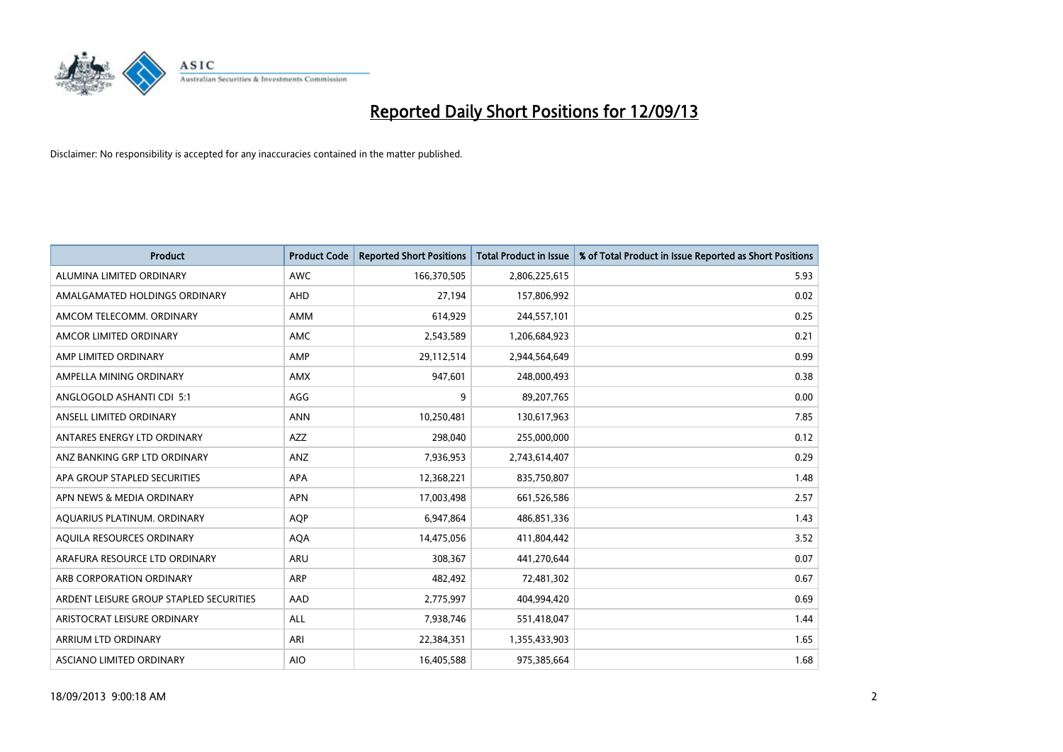# Reported Daily Short Positions for 12/09/13

Disclaimer: No responsibility is accepted for any inaccuracies contained in the matter published.

| Product | Product Code | Reported Short Positions | Total Product in Issue | % of Total Product in Issue Reported as Short Positions |
|---|---|---|---|---|
| ALUMINA LIMITED ORDINARY | AWC | 166,370,505 | 2,806,225,615 | 5.93 |
| AMALGAMATED HOLDINGS ORDINARY | AHD | 27,194 | 157,806,992 | 0.02 |
| AMCOM TELECOMM. ORDINARY | AMM | 614,929 | 244,557,101 | 0.25 |
| AMCOR LIMITED ORDINARY | AMC | 2,543,589 | 1,206,684,923 | 0.21 |
| AMP LIMITED ORDINARY | AMP | 29,112,514 | 2,944,564,649 | 0.99 |
| AMPELLA MINING ORDINARY | AMX | 947,601 | 248,000,493 | 0.38 |
| ANGLOGOLD ASHANTI CDI 5:1 | AGG | 9 | 89,207,765 | 0.00 |
| ANSELL LIMITED ORDINARY | ANN | 10,250,481 | 130,617,963 | 7.85 |
| ANTARES ENERGY LTD ORDINARY | AZZ | 298,040 | 255,000,000 | 0.12 |
| ANZ BANKING GRP LTD ORDINARY | ANZ | 7,936,953 | 2,743,614,407 | 0.29 |
| APA GROUP STAPLED SECURITIES | APA | 12,368,221 | 835,750,807 | 1.48 |
| APN NEWS & MEDIA ORDINARY | APN | 17,003,498 | 661,526,586 | 2.57 |
| AQUARIUS PLATINUM. ORDINARY | AQP | 6,947,864 | 486,851,336 | 1.43 |
| AQUILA RESOURCES ORDINARY | AQA | 14,475,056 | 411,804,442 | 3.52 |
| ARAFURA RESOURCE LTD ORDINARY | ARU | 308,367 | 441,270,644 | 0.07 |
| ARB CORPORATION ORDINARY | ARP | 482,492 | 72,481,302 | 0.67 |
| ARDENT LEISURE GROUP STAPLED SECURITIES | AAD | 2,775,997 | 404,994,420 | 0.69 |
| ARISTOCRAT LEISURE ORDINARY | ALL | 7,938,746 | 551,418,047 | 1.44 |
| ARRIUM LTD ORDINARY | ARI | 22,384,351 | 1,355,433,903 | 1.65 |
| ASCIANO LIMITED ORDINARY | AIO | 16,405,588 | 975,385,664 | 1.68 |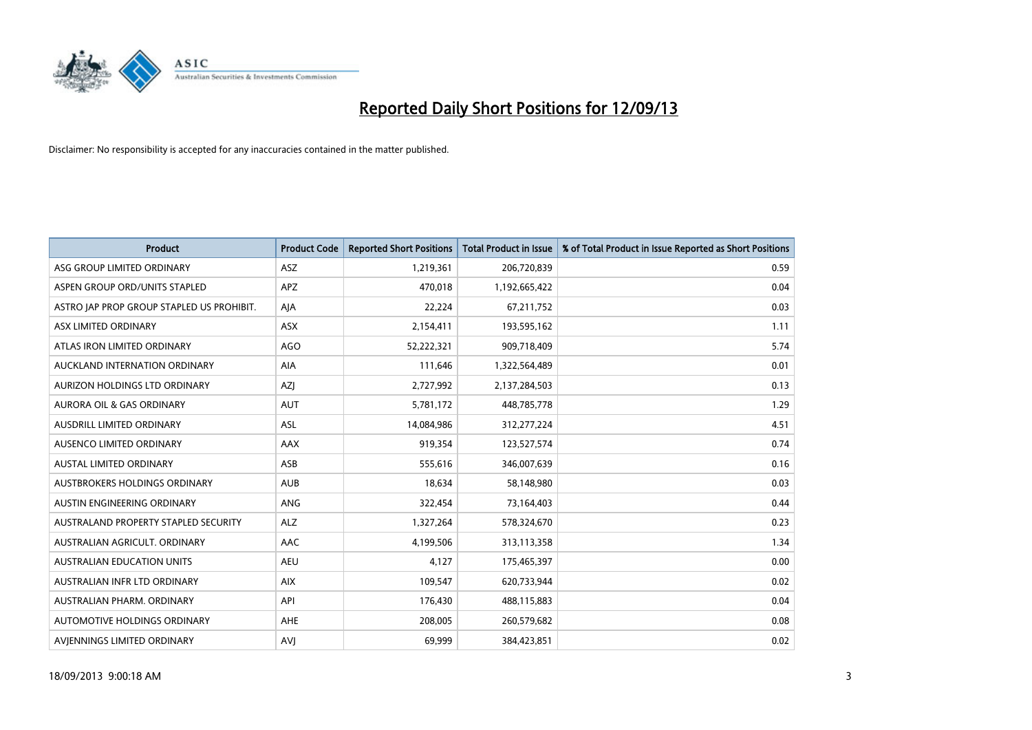# Reported Daily Short Positions for 12/09/13

Disclaimer: No responsibility is accepted for any inaccuracies contained in the matter published.

| Product | Product Code | Reported Short Positions | Total Product in Issue | % of Total Product in Issue Reported as Short Positions |
|---|---|---|---|---|
| ASG GROUP LIMITED ORDINARY | ASZ | 1,219,361 | 206,720,839 | 0.59 |
| ASPEN GROUP ORD/UNITS STAPLED | APZ | 470,018 | 1,192,665,422 | 0.04 |
| ASTRO JAP PROP GROUP STAPLED US PROHIBIT. | AJA | 22,224 | 67,211,752 | 0.03 |
| ASX LIMITED ORDINARY | ASX | 2,154,411 | 193,595,162 | 1.11 |
| ATLAS IRON LIMITED ORDINARY | AGO | 52,222,321 | 909,718,409 | 5.74 |
| AUCKLAND INTERNATION ORDINARY | AIA | 111,646 | 1,322,564,489 | 0.01 |
| AURIZON HOLDINGS LTD ORDINARY | AZJ | 2,727,992 | 2,137,284,503 | 0.13 |
| AURORA OIL & GAS ORDINARY | AUT | 5,781,172 | 448,785,778 | 1.29 |
| AUSDRILL LIMITED ORDINARY | ASL | 14,084,986 | 312,277,224 | 4.51 |
| AUSENCO LIMITED ORDINARY | AAX | 919,354 | 123,527,574 | 0.74 |
| AUSTAL LIMITED ORDINARY | ASB | 555,616 | 346,007,639 | 0.16 |
| AUSTBROKERS HOLDINGS ORDINARY | AUB | 18,634 | 58,148,980 | 0.03 |
| AUSTIN ENGINEERING ORDINARY | ANG | 322,454 | 73,164,403 | 0.44 |
| AUSTRALAND PROPERTY STAPLED SECURITY | ALZ | 1,327,264 | 578,324,670 | 0.23 |
| AUSTRALIAN AGRICULT. ORDINARY | AAC | 4,199,506 | 313,113,358 | 1.34 |
| AUSTRALIAN EDUCATION UNITS | AEU | 4,127 | 175,465,397 | 0.00 |
| AUSTRALIAN INFR LTD ORDINARY | AIX | 109,547 | 620,733,944 | 0.02 |
| AUSTRALIAN PHARM. ORDINARY | API | 176,430 | 488,115,883 | 0.04 |
| AUTOMOTIVE HOLDINGS ORDINARY | AHE | 208,005 | 260,579,682 | 0.08 |
| AVJENNINGS LIMITED ORDINARY | AVJ | 69,999 | 384,423,851 | 0.02 |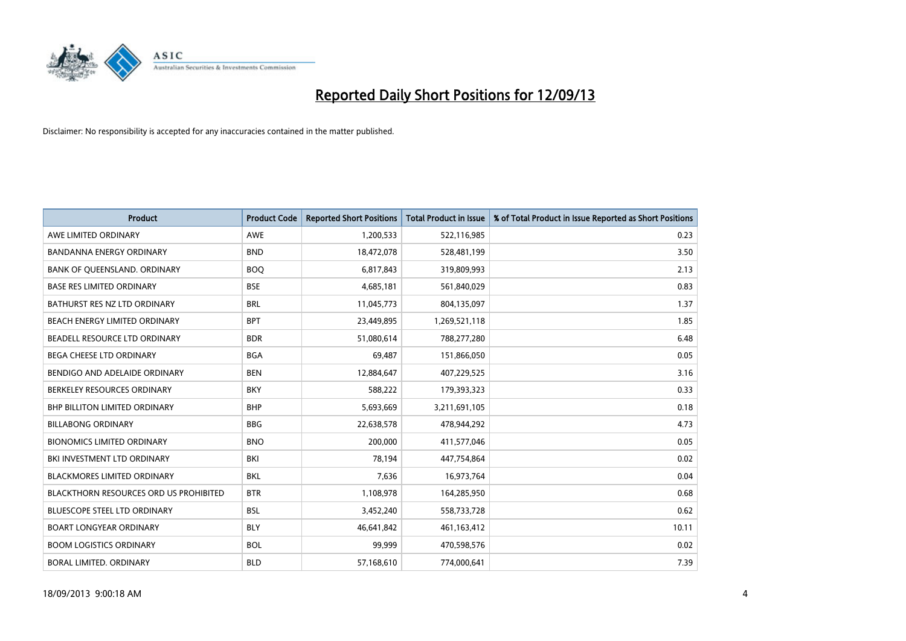# Reported Daily Short Positions for 12/09/13

Disclaimer: No responsibility is accepted for any inaccuracies contained in the matter published.

| Product | Product Code | Reported Short Positions | Total Product in Issue | % of Total Product in Issue Reported as Short Positions |
|---|---|---|---|---|
| AWE LIMITED ORDINARY | AWE | 1,200,533 | 522,116,985 | 0.23 |
| BANDANNA ENERGY ORDINARY | BND | 18,472,078 | 528,481,199 | 3.50 |
| BANK OF QUEENSLAND. ORDINARY | BOQ | 6,817,843 | 319,809,993 | 2.13 |
| BASE RES LIMITED ORDINARY | BSE | 4,685,181 | 561,840,029 | 0.83 |
| BATHURST RES NZ LTD ORDINARY | BRL | 11,045,773 | 804,135,097 | 1.37 |
| BEACH ENERGY LIMITED ORDINARY | BPT | 23,449,895 | 1,269,521,118 | 1.85 |
| BEADELL RESOURCE LTD ORDINARY | BDR | 51,080,614 | 788,277,280 | 6.48 |
| BEGA CHEESE LTD ORDINARY | BGA | 69,487 | 151,866,050 | 0.05 |
| BENDIGO AND ADELAIDE ORDINARY | BEN | 12,884,647 | 407,229,525 | 3.16 |
| BERKELEY RESOURCES ORDINARY | BKY | 588,222 | 179,393,323 | 0.33 |
| BHP BILLITON LIMITED ORDINARY | BHP | 5,693,669 | 3,211,691,105 | 0.18 |
| BILLABONG ORDINARY | BBG | 22,638,578 | 478,944,292 | 4.73 |
| BIONOMICS LIMITED ORDINARY | BNO | 200,000 | 411,577,046 | 0.05 |
| BKI INVESTMENT LTD ORDINARY | BKI | 78,194 | 447,754,864 | 0.02 |
| BLACKMORES LIMITED ORDINARY | BKL | 7,636 | 16,973,764 | 0.04 |
| BLACKTHORN RESOURCES ORD US PROHIBITED | BTR | 1,108,978 | 164,285,950 | 0.68 |
| BLUESCOPE STEEL LTD ORDINARY | BSL | 3,452,240 | 558,733,728 | 0.62 |
| BOART LONGYEAR ORDINARY | BLY | 46,641,842 | 461,163,412 | 10.11 |
| BOOM LOGISTICS ORDINARY | BOL | 99,999 | 470,598,576 | 0.02 |
| BORAL LIMITED. ORDINARY | BLD | 57,168,610 | 774,000,641 | 7.39 |

18/09/2013 9:00:18 AM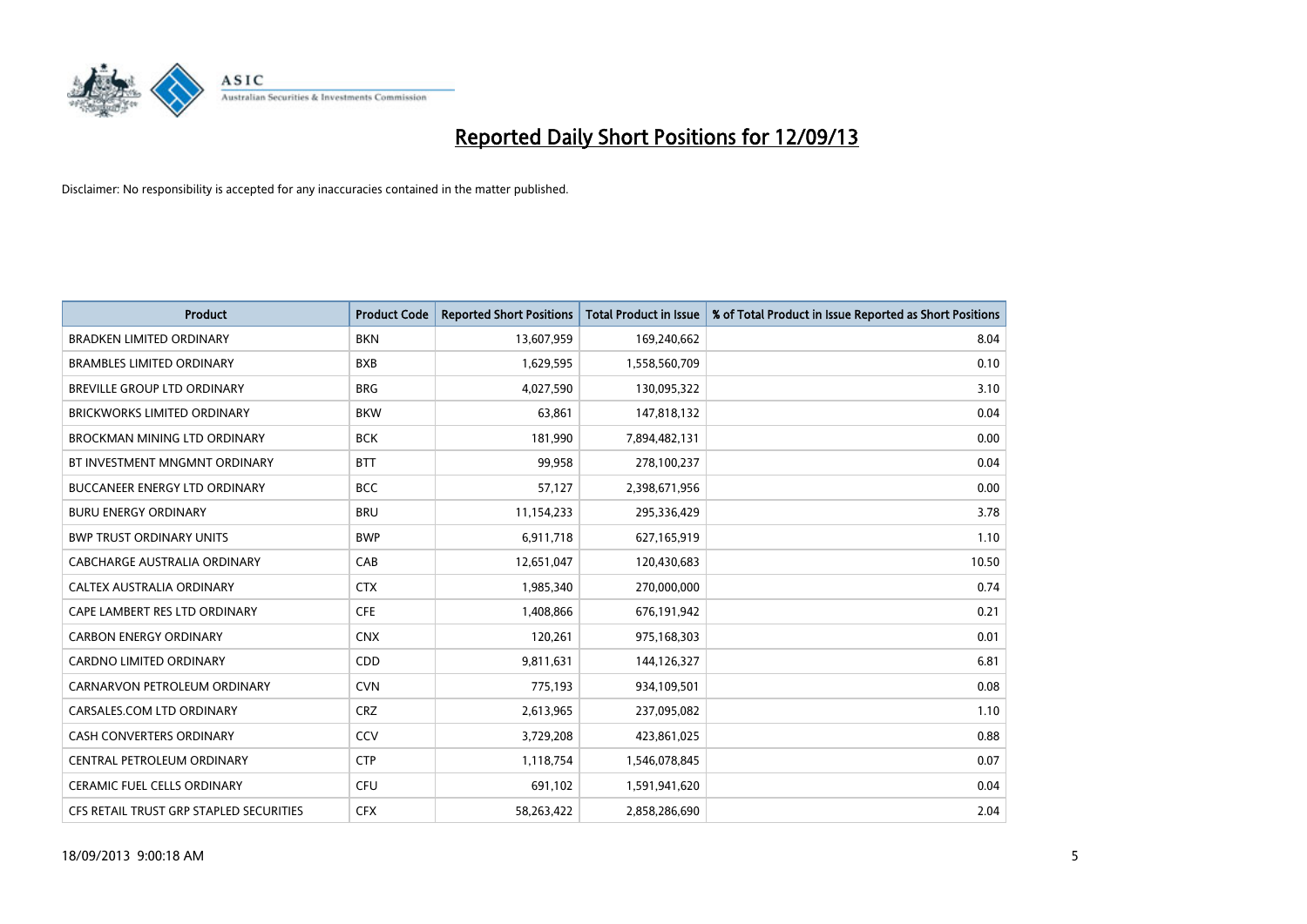# Reported Daily Short Positions for 12/09/13

Disclaimer: No responsibility is accepted for any inaccuracies contained in the matter published.

| Product | Product Code | Reported Short Positions | Total Product in Issue | % of Total Product in Issue Reported as Short Positions |
|---|---|---|---|---|
| BRADKEN LIMITED ORDINARY | BKN | 13,607,959 | 169,240,662 | 8.04 |
| BRAMBLES LIMITED ORDINARY | BXB | 1,629,595 | 1,558,560,709 | 0.10 |
| BREVILLE GROUP LTD ORDINARY | BRG | 4,027,590 | 130,095,322 | 3.10 |
| BRICKWORKS LIMITED ORDINARY | BKW | 63,861 | 147,818,132 | 0.04 |
| BROCKMAN MINING LTD ORDINARY | BCK | 181,990 | 7,894,482,131 | 0.00 |
| BT INVESTMENT MNGMNT ORDINARY | BTT | 99,958 | 278,100,237 | 0.04 |
| BUCCANEER ENERGY LTD ORDINARY | BCC | 57,127 | 2,398,671,956 | 0.00 |
| BURU ENERGY ORDINARY | BRU | 11,154,233 | 295,336,429 | 3.78 |
| BWP TRUST ORDINARY UNITS | BWP | 6,911,718 | 627,165,919 | 1.10 |
| CABCHARGE AUSTRALIA ORDINARY | CAB | 12,651,047 | 120,430,683 | 10.50 |
| CALTEX AUSTRALIA ORDINARY | CTX | 1,985,340 | 270,000,000 | 0.74 |
| CAPE LAMBERT RES LTD ORDINARY | CFE | 1,408,866 | 676,191,942 | 0.21 |
| CARBON ENERGY ORDINARY | CNX | 120,261 | 975,168,303 | 0.01 |
| CARDNO LIMITED ORDINARY | CDD | 9,811,631 | 144,126,327 | 6.81 |
| CARNARVON PETROLEUM ORDINARY | CVN | 775,193 | 934,109,501 | 0.08 |
| CARSALES.COM LTD ORDINARY | CRZ | 2,613,965 | 237,095,082 | 1.10 |
| CASH CONVERTERS ORDINARY | CCV | 3,729,208 | 423,861,025 | 0.88 |
| CENTRAL PETROLEUM ORDINARY | CTP | 1,118,754 | 1,546,078,845 | 0.07 |
| CERAMIC FUEL CELLS ORDINARY | CFU | 691,102 | 1,591,941,620 | 0.04 |
| CFS RETAIL TRUST GRP STAPLED SECURITIES | CFX | 58,263,422 | 2,858,286,690 | 2.04 |

18/09/2013 9:00:18 AM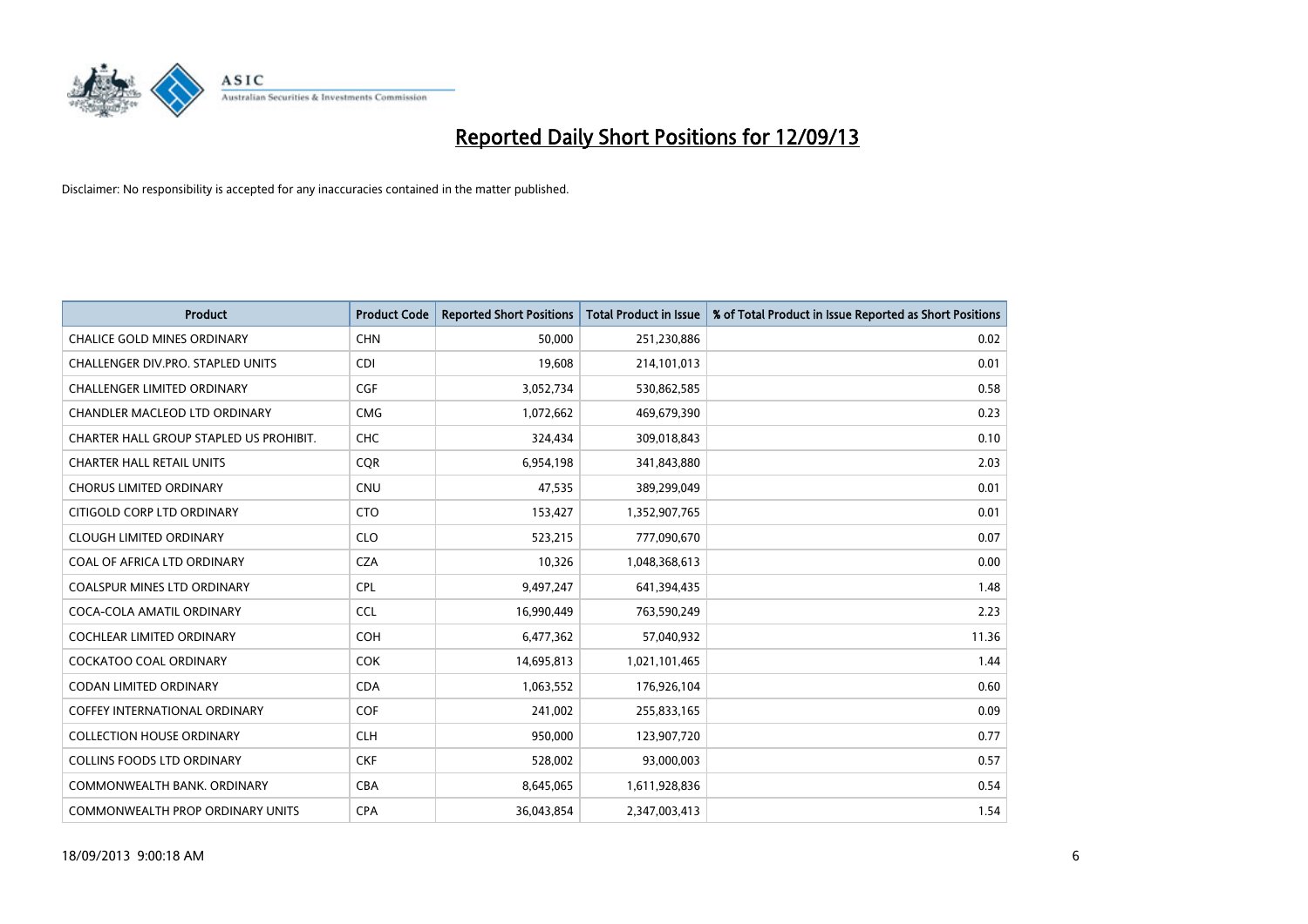# Reported Daily Short Positions for 12/09/13

Disclaimer: No responsibility is accepted for any inaccuracies contained in the matter published.

| Product | Product Code | Reported Short Positions | Total Product in Issue | % of Total Product in Issue Reported as Short Positions |
|---|---|---|---|---|
| CHALICE GOLD MINES ORDINARY | CHN | 50,000 | 251,230,886 | 0.02 |
| CHALLENGER DIV.PRO. STAPLED UNITS | CDI | 19,608 | 214,101,013 | 0.01 |
| CHALLENGER LIMITED ORDINARY | CGF | 3,052,734 | 530,862,585 | 0.58 |
| CHANDLER MACLEOD LTD ORDINARY | CMG | 1,072,662 | 469,679,390 | 0.23 |
| CHARTER HALL GROUP STAPLED US PROHIBIT. | CHC | 324,434 | 309,018,843 | 0.10 |
| CHARTER HALL RETAIL UNITS | CQR | 6,954,198 | 341,843,880 | 2.03 |
| CHORUS LIMITED ORDINARY | CNU | 47,535 | 389,299,049 | 0.01 |
| CITIGOLD CORP LTD ORDINARY | CTO | 153,427 | 1,352,907,765 | 0.01 |
| CLOUGH LIMITED ORDINARY | CLO | 523,215 | 777,090,670 | 0.07 |
| COAL OF AFRICA LTD ORDINARY | CZA | 10,326 | 1,048,368,613 | 0.00 |
| COALSPUR MINES LTD ORDINARY | CPL | 9,497,247 | 641,394,435 | 1.48 |
| COCA-COLA AMATIL ORDINARY | CCL | 16,990,449 | 763,590,249 | 2.23 |
| COCHLEAR LIMITED ORDINARY | COH | 6,477,362 | 57,040,932 | 11.36 |
| COCKATOO COAL ORDINARY | COK | 14,695,813 | 1,021,101,465 | 1.44 |
| CODAN LIMITED ORDINARY | CDA | 1,063,552 | 176,926,104 | 0.60 |
| COFFEY INTERNATIONAL ORDINARY | COF | 241,002 | 255,833,165 | 0.09 |
| COLLECTION HOUSE ORDINARY | CLH | 950,000 | 123,907,720 | 0.77 |
| COLLINS FOODS LTD ORDINARY | CKF | 528,002 | 93,000,003 | 0.57 |
| COMMONWEALTH BANK. ORDINARY | CBA | 8,645,065 | 1,611,928,836 | 0.54 |
| COMMONWEALTH PROP ORDINARY UNITS | CPA | 36,043,854 | 2,347,003,413 | 1.54 |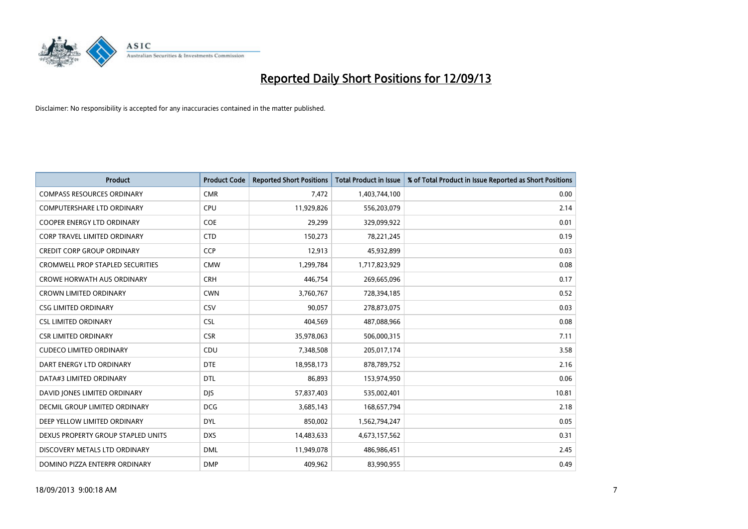# Reported Daily Short Positions for 12/09/13

Disclaimer: No responsibility is accepted for any inaccuracies contained in the matter published.

| Product | Product Code | Reported Short Positions | Total Product in Issue | % of Total Product in Issue Reported as Short Positions |
|---|---|---|---|---|
| COMPASS RESOURCES ORDINARY | CMR | 7,472 | 1,403,744,100 | 0.00 |
| COMPUTERSHARE LTD ORDINARY | CPU | 11,929,826 | 556,203,079 | 2.14 |
| COOPER ENERGY LTD ORDINARY | COE | 29,299 | 329,099,922 | 0.01 |
| CORP TRAVEL LIMITED ORDINARY | CTD | 150,273 | 78,221,245 | 0.19 |
| CREDIT CORP GROUP ORDINARY | CCP | 12,913 | 45,932,899 | 0.03 |
| CROMWELL PROP STAPLED SECURITIES | CMW | 1,299,784 | 1,717,823,929 | 0.08 |
| CROWE HORWATH AUS ORDINARY | CRH | 446,754 | 269,665,096 | 0.17 |
| CROWN LIMITED ORDINARY | CWN | 3,760,767 | 728,394,185 | 0.52 |
| CSG LIMITED ORDINARY | CSV | 90,057 | 278,873,075 | 0.03 |
| CSL LIMITED ORDINARY | CSL | 404,569 | 487,088,966 | 0.08 |
| CSR LIMITED ORDINARY | CSR | 35,978,063 | 506,000,315 | 7.11 |
| CUDECO LIMITED ORDINARY | CDU | 7,348,508 | 205,017,174 | 3.58 |
| DART ENERGY LTD ORDINARY | DTE | 18,958,173 | 878,789,752 | 2.16 |
| DATA#3 LIMITED ORDINARY | DTL | 86,893 | 153,974,950 | 0.06 |
| DAVID JONES LIMITED ORDINARY | DJS | 57,837,403 | 535,002,401 | 10.81 |
| DECMIL GROUP LIMITED ORDINARY | DCG | 3,685,143 | 168,657,794 | 2.18 |
| DEEP YELLOW LIMITED ORDINARY | DYL | 850,002 | 1,562,794,247 | 0.05 |
| DEXUS PROPERTY GROUP STAPLED UNITS | DXS | 14,483,633 | 4,673,157,562 | 0.31 |
| DISCOVERY METALS LTD ORDINARY | DML | 11,949,078 | 486,986,451 | 2.45 |
| DOMINO PIZZA ENTERPR ORDINARY | DMP | 409,962 | 83,990,955 | 0.49 |

18/09/2013 9:00:18 AM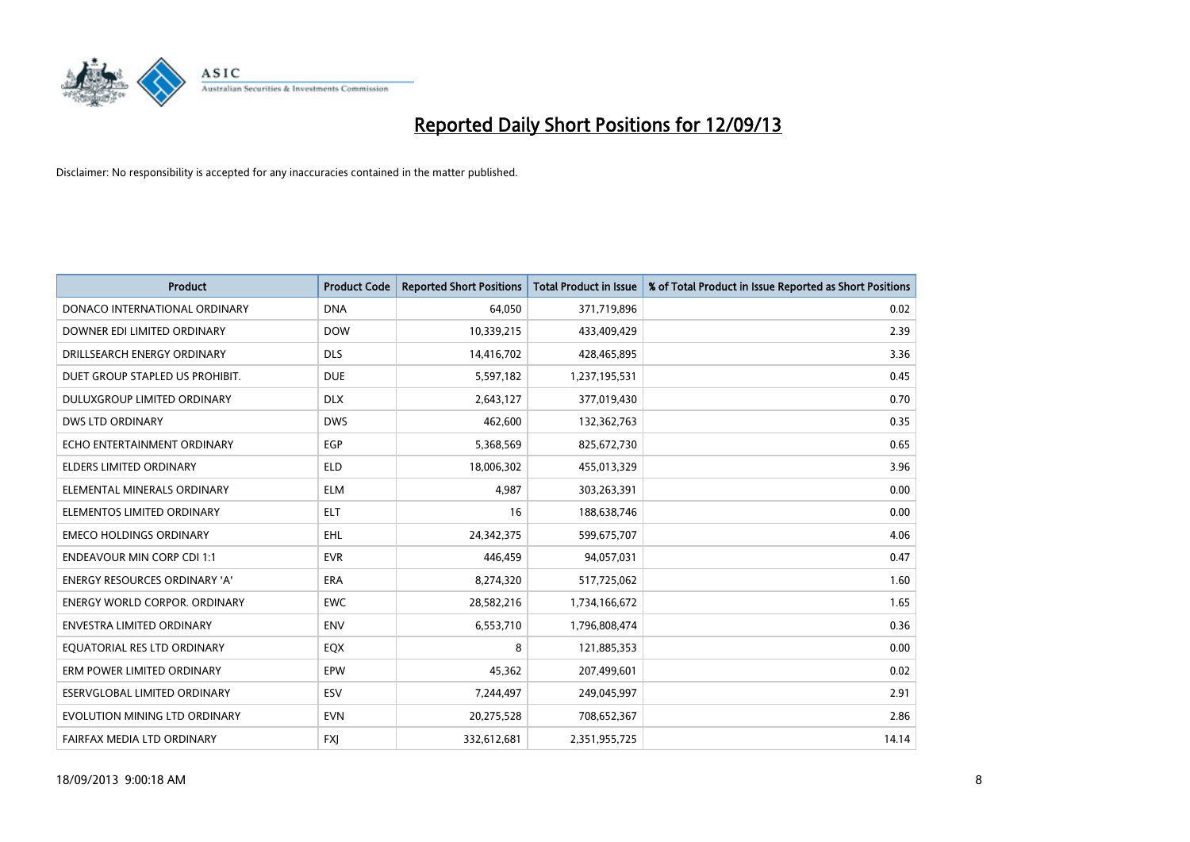# Reported Daily Short Positions for 12/09/13

Disclaimer: No responsibility is accepted for any inaccuracies contained in the matter published.

| Product | Product Code | Reported Short Positions | Total Product in Issue | % of Total Product in Issue Reported as Short Positions |
|---|---|---|---|---|
| DONACO INTERNATIONAL ORDINARY | DNA | 64,050 | 371,719,896 | 0.02 |
| DOWNER EDI LIMITED ORDINARY | DOW | 10,339,215 | 433,409,429 | 2.39 |
| DRILLSEARCH ENERGY ORDINARY | DLS | 14,416,702 | 428,465,895 | 3.36 |
| DUET GROUP STAPLED US PROHIBIT. | DUE | 5,597,182 | 1,237,195,531 | 0.45 |
| DULUXGROUP LIMITED ORDINARY | DLX | 2,643,127 | 377,019,430 | 0.70 |
| DWS LTD ORDINARY | DWS | 462,600 | 132,362,763 | 0.35 |
| ECHO ENTERTAINMENT ORDINARY | EGP | 5,368,569 | 825,672,730 | 0.65 |
| ELDERS LIMITED ORDINARY | ELD | 18,006,302 | 455,013,329 | 3.96 |
| ELEMENTAL MINERALS ORDINARY | ELM | 4,987 | 303,263,391 | 0.00 |
| ELEMENTOS LIMITED ORDINARY | ELT | 16 | 188,638,746 | 0.00 |
| EMECO HOLDINGS ORDINARY | EHL | 24,342,375 | 599,675,707 | 4.06 |
| ENDEAVOUR MIN CORP CDI 1:1 | EVR | 446,459 | 94,057,031 | 0.47 |
| ENERGY RESOURCES ORDINARY 'A' | ERA | 8,274,320 | 517,725,062 | 1.60 |
| ENERGY WORLD CORPOR. ORDINARY | EWC | 28,582,216 | 1,734,166,672 | 1.65 |
| ENVESTRA LIMITED ORDINARY | ENV | 6,553,710 | 1,796,808,474 | 0.36 |
| EQUATORIAL RES LTD ORDINARY | EQX | 8 | 121,885,353 | 0.00 |
| ERM POWER LIMITED ORDINARY | EPW | 45,362 | 207,499,601 | 0.02 |
| ESERVGLOBAL LIMITED ORDINARY | ESV | 7,244,497 | 249,045,997 | 2.91 |
| EVOLUTION MINING LTD ORDINARY | EVN | 20,275,528 | 708,652,367 | 2.86 |
| FAIRFAX MEDIA LTD ORDINARY | FXJ | 332,612,681 | 2,351,955,725 | 14.14 |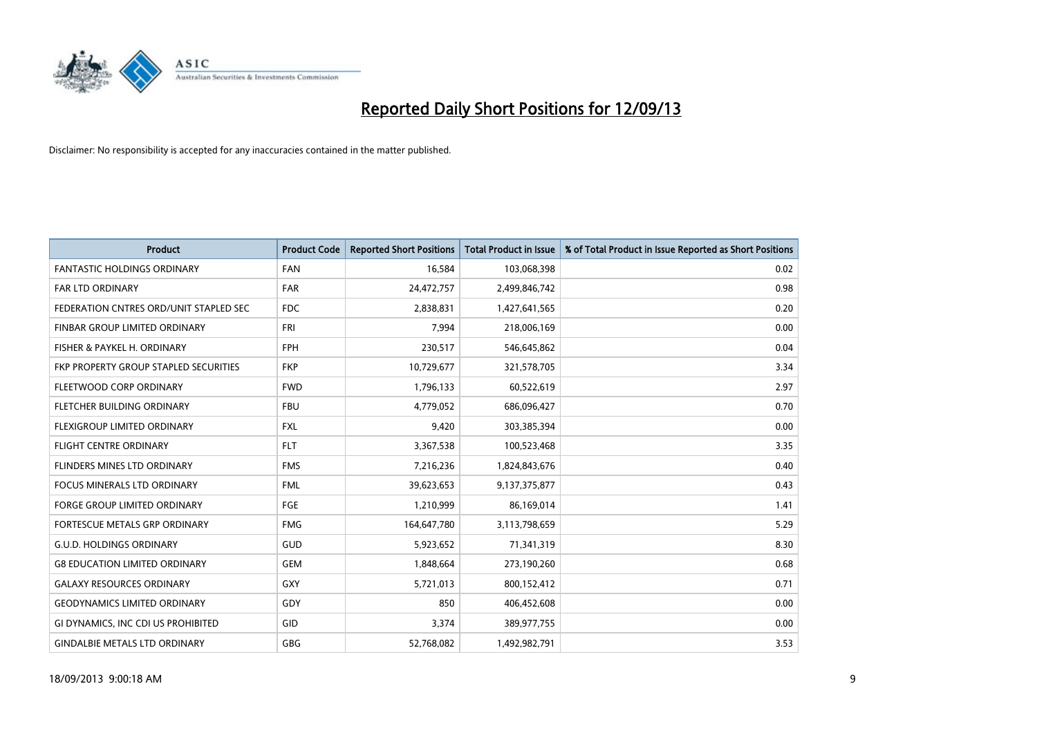# Reported Daily Short Positions for 12/09/13

Disclaimer: No responsibility is accepted for any inaccuracies contained in the matter published.

| Product | Product Code | Reported Short Positions | Total Product in Issue | % of Total Product in Issue Reported as Short Positions |
|---|---|---|---|---|
| FANTASTIC HOLDINGS ORDINARY | FAN | 16,584 | 103,068,398 | 0.02 |
| FAR LTD ORDINARY | FAR | 24,472,757 | 2,499,846,742 | 0.98 |
| FEDERATION CNTRES ORD/UNIT STAPLED SEC | FDC | 2,838,831 | 1,427,641,565 | 0.20 |
| FINBAR GROUP LIMITED ORDINARY | FRI | 7,994 | 218,006,169 | 0.00 |
| FISHER & PAYKEL H. ORDINARY | FPH | 230,517 | 546,645,862 | 0.04 |
| FKP PROPERTY GROUP STAPLED SECURITIES | FKP | 10,729,677 | 321,578,705 | 3.34 |
| FLEETWOOD CORP ORDINARY | FWD | 1,796,133 | 60,522,619 | 2.97 |
| FLETCHER BUILDING ORDINARY | FBU | 4,779,052 | 686,096,427 | 0.70 |
| FLEXIGROUP LIMITED ORDINARY | FXL | 9,420 | 303,385,394 | 0.00 |
| FLIGHT CENTRE ORDINARY | FLT | 3,367,538 | 100,523,468 | 3.35 |
| FLINDERS MINES LTD ORDINARY | FMS | 7,216,236 | 1,824,843,676 | 0.40 |
| FOCUS MINERALS LTD ORDINARY | FML | 39,623,653 | 9,137,375,877 | 0.43 |
| FORGE GROUP LIMITED ORDINARY | FGE | 1,210,999 | 86,169,014 | 1.41 |
| FORTESCUE METALS GRP ORDINARY | FMG | 164,647,780 | 3,113,798,659 | 5.29 |
| G.U.D. HOLDINGS ORDINARY | GUD | 5,923,652 | 71,341,319 | 8.30 |
| G8 EDUCATION LIMITED ORDINARY | GEM | 1,848,664 | 273,190,260 | 0.68 |
| GALAXY RESOURCES ORDINARY | GXY | 5,721,013 | 800,152,412 | 0.71 |
| GEODYNAMICS LIMITED ORDINARY | GDY | 850 | 406,452,608 | 0.00 |
| GI DYNAMICS, INC CDI US PROHIBITED | GID | 3,374 | 389,977,755 | 0.00 |
| GINDALBIE METALS LTD ORDINARY | GBG | 52,768,082 | 1,492,982,791 | 3.53 |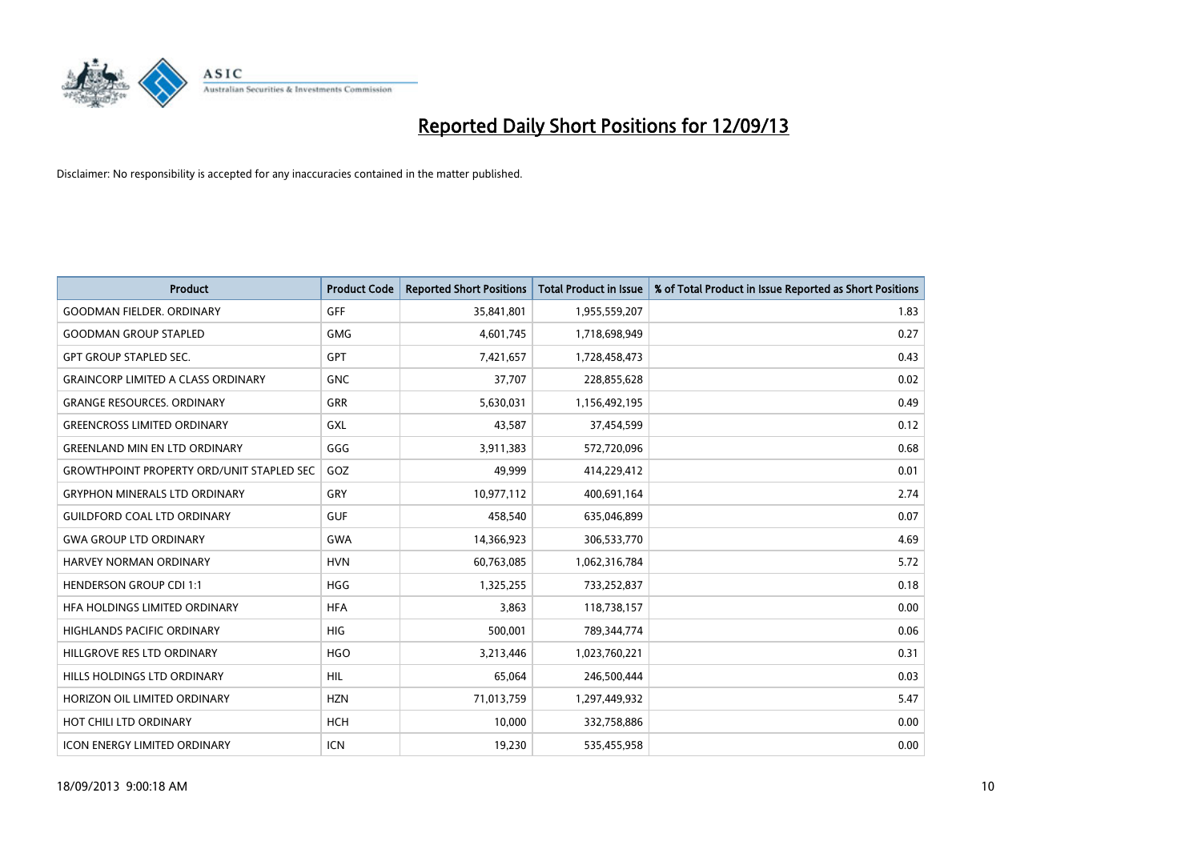# Reported Daily Short Positions for 12/09/13

Disclaimer: No responsibility is accepted for any inaccuracies contained in the matter published.

| Product | Product Code | Reported Short Positions | Total Product in Issue | % of Total Product in Issue Reported as Short Positions |
|---|---|---|---|---|
| GOODMAN FIELDER. ORDINARY | GFF | 35,841,801 | 1,955,559,207 | 1.83 |
| GOODMAN GROUP STAPLED | GMG | 4,601,745 | 1,718,698,949 | 0.27 |
| GPT GROUP STAPLED SEC. | GPT | 7,421,657 | 1,728,458,473 | 0.43 |
| GRAINCORP LIMITED A CLASS ORDINARY | GNC | 37,707 | 228,855,628 | 0.02 |
| GRANGE RESOURCES. ORDINARY | GRR | 5,630,031 | 1,156,492,195 | 0.49 |
| GREENCROSS LIMITED ORDINARY | GXL | 43,587 | 37,454,599 | 0.12 |
| GREENLAND MIN EN LTD ORDINARY | GGG | 3,911,383 | 572,720,096 | 0.68 |
| GROWTHPOINT PROPERTY ORD/UNIT STAPLED SEC | GOZ | 49,999 | 414,229,412 | 0.01 |
| GRYPHON MINERALS LTD ORDINARY | GRY | 10,977,112 | 400,691,164 | 2.74 |
| GUILDFORD COAL LTD ORDINARY | GUF | 458,540 | 635,046,899 | 0.07 |
| GWA GROUP LTD ORDINARY | GWA | 14,366,923 | 306,533,770 | 4.69 |
| HARVEY NORMAN ORDINARY | HVN | 60,763,085 | 1,062,316,784 | 5.72 |
| HENDERSON GROUP CDI 1:1 | HGG | 1,325,255 | 733,252,837 | 0.18 |
| HFA HOLDINGS LIMITED ORDINARY | HFA | 3,863 | 118,738,157 | 0.00 |
| HIGHLANDS PACIFIC ORDINARY | HIG | 500,001 | 789,344,774 | 0.06 |
| HILLGROVE RES LTD ORDINARY | HGO | 3,213,446 | 1,023,760,221 | 0.31 |
| HILLS HOLDINGS LTD ORDINARY | HIL | 65,064 | 246,500,444 | 0.03 |
| HORIZON OIL LIMITED ORDINARY | HZN | 71,013,759 | 1,297,449,932 | 5.47 |
| HOT CHILI LTD ORDINARY | HCH | 10,000 | 332,758,886 | 0.00 |
| ICON ENERGY LIMITED ORDINARY | ICN | 19,230 | 535,455,958 | 0.00 |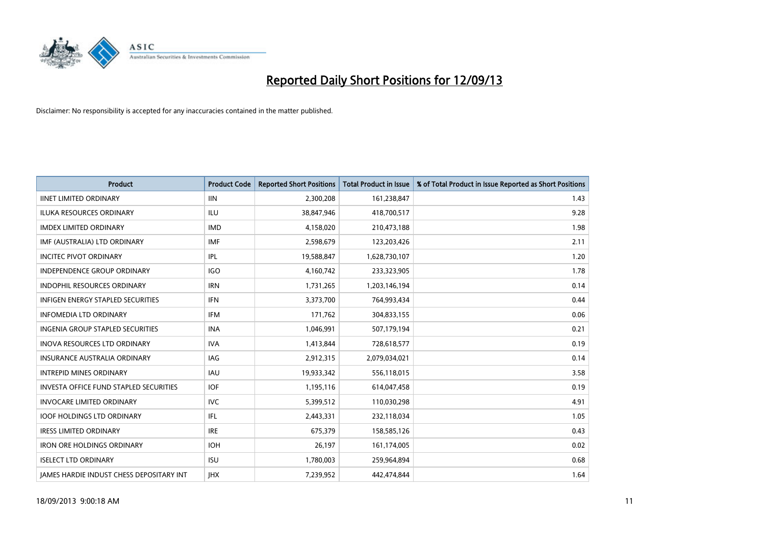# Reported Daily Short Positions for 12/09/13

Disclaimer: No responsibility is accepted for any inaccuracies contained in the matter published.

| Product | Product Code | Reported Short Positions | Total Product in Issue | % of Total Product in Issue Reported as Short Positions |
|---|---|---|---|---|
| IINET LIMITED ORDINARY | IIN | 2,300,208 | 161,238,847 | 1.43 |
| ILUKA RESOURCES ORDINARY | ILU | 38,847,946 | 418,700,517 | 9.28 |
| IMDEX LIMITED ORDINARY | IMD | 4,158,020 | 210,473,188 | 1.98 |
| IMF (AUSTRALIA) LTD ORDINARY | IMF | 2,598,679 | 123,203,426 | 2.11 |
| INCITEC PIVOT ORDINARY | IPL | 19,588,847 | 1,628,730,107 | 1.20 |
| INDEPENDENCE GROUP ORDINARY | IGO | 4,160,742 | 233,323,905 | 1.78 |
| INDOPHIL RESOURCES ORDINARY | IRN | 1,731,265 | 1,203,146,194 | 0.14 |
| INFIGEN ENERGY STAPLED SECURITIES | IFN | 3,373,700 | 764,993,434 | 0.44 |
| INFOMEDIA LTD ORDINARY | IFM | 171,762 | 304,833,155 | 0.06 |
| INGENIA GROUP STAPLED SECURITIES | INA | 1,046,991 | 507,179,194 | 0.21 |
| INOVA RESOURCES LTD ORDINARY | IVA | 1,413,844 | 728,618,577 | 0.19 |
| INSURANCE AUSTRALIA ORDINARY | IAG | 2,912,315 | 2,079,034,021 | 0.14 |
| INTREPID MINES ORDINARY | IAU | 19,933,342 | 556,118,015 | 3.58 |
| INVESTA OFFICE FUND STAPLED SECURITIES | IOF | 1,195,116 | 614,047,458 | 0.19 |
| INVOCARE LIMITED ORDINARY | IVC | 5,399,512 | 110,030,298 | 4.91 |
| IOOF HOLDINGS LTD ORDINARY | IFL | 2,443,331 | 232,118,034 | 1.05 |
| IRESS LIMITED ORDINARY | IRE | 675,379 | 158,585,126 | 0.43 |
| IRON ORE HOLDINGS ORDINARY | IOH | 26,197 | 161,174,005 | 0.02 |
| ISELECT LTD ORDINARY | ISU | 1,780,003 | 259,964,894 | 0.68 |
| JAMES HARDIE INDUST CHESS DEPOSITARY INT | JHX | 7,239,952 | 442,474,844 | 1.64 |

18/09/2013 9:00:18 AM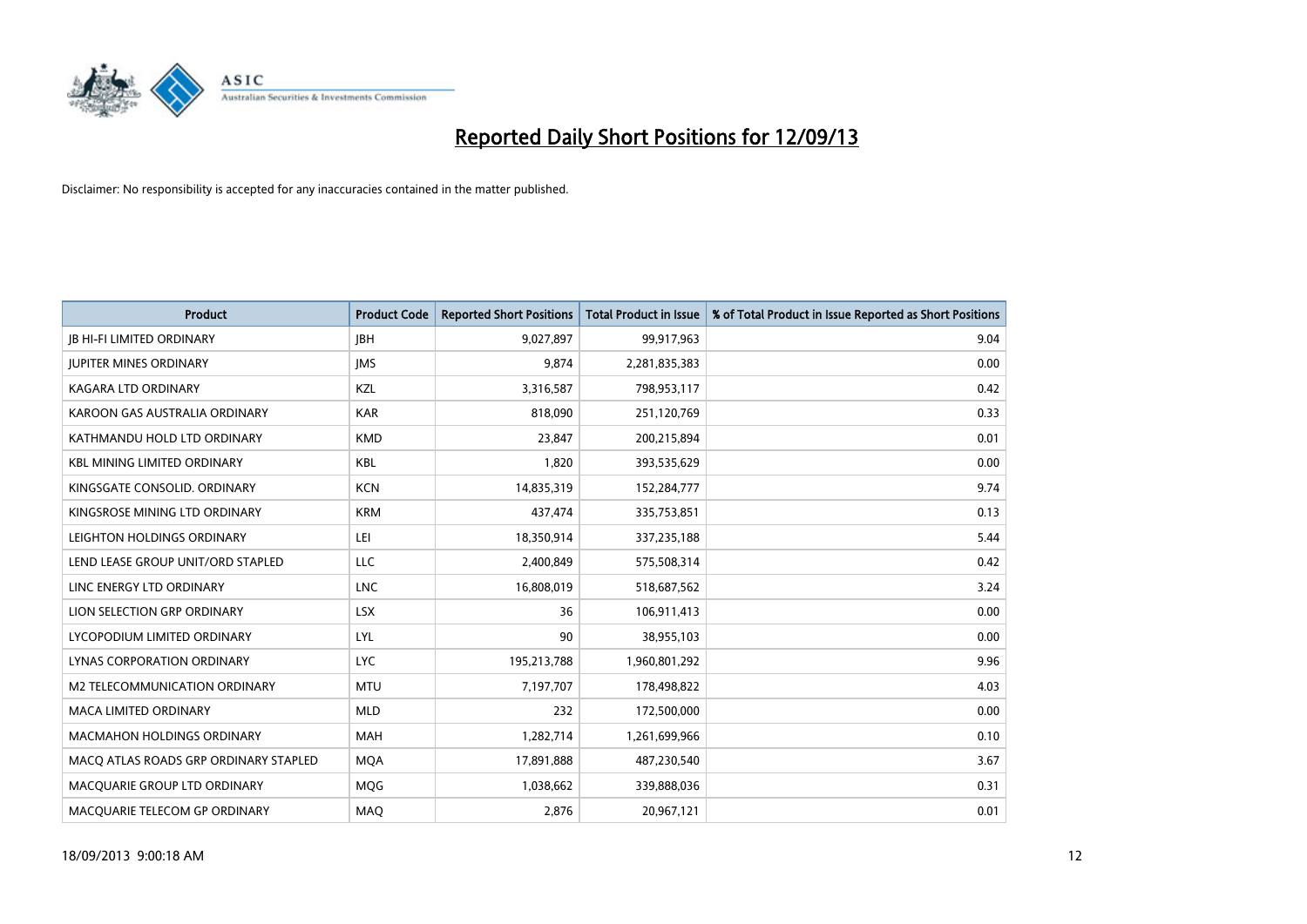# Reported Daily Short Positions for 12/09/13

Disclaimer: No responsibility is accepted for any inaccuracies contained in the matter published.

| Product | Product Code | Reported Short Positions | Total Product in Issue | % of Total Product in Issue Reported as Short Positions |
|---|---|---|---|---|
| JB HI-FI LIMITED ORDINARY | JBH | 9,027,897 | 99,917,963 | 9.04 |
| JUPITER MINES ORDINARY | JMS | 9,874 | 2,281,835,383 | 0.00 |
| KAGARA LTD ORDINARY | KZL | 3,316,587 | 798,953,117 | 0.42 |
| KAROON GAS AUSTRALIA ORDINARY | KAR | 818,090 | 251,120,769 | 0.33 |
| KATHMANDU HOLD LTD ORDINARY | KMD | 23,847 | 200,215,894 | 0.01 |
| KBL MINING LIMITED ORDINARY | KBL | 1,820 | 393,535,629 | 0.00 |
| KINGSGATE CONSOLID. ORDINARY | KCN | 14,835,319 | 152,284,777 | 9.74 |
| KINGSROSE MINING LTD ORDINARY | KRM | 437,474 | 335,753,851 | 0.13 |
| LEIGHTON HOLDINGS ORDINARY | LEI | 18,350,914 | 337,235,188 | 5.44 |
| LEND LEASE GROUP UNIT/ORD STAPLED | LLC | 2,400,849 | 575,508,314 | 0.42 |
| LINC ENERGY LTD ORDINARY | LNC | 16,808,019 | 518,687,562 | 3.24 |
| LION SELECTION GRP ORDINARY | LSX | 36 | 106,911,413 | 0.00 |
| LYCOPODIUM LIMITED ORDINARY | LYL | 90 | 38,955,103 | 0.00 |
| LYNAS CORPORATION ORDINARY | LYC | 195,213,788 | 1,960,801,292 | 9.96 |
| M2 TELECOMMUNICATION ORDINARY | MTU | 7,197,707 | 178,498,822 | 4.03 |
| MACA LIMITED ORDINARY | MLD | 232 | 172,500,000 | 0.00 |
| MACMAHON HOLDINGS ORDINARY | MAH | 1,282,714 | 1,261,699,966 | 0.10 |
| MACQ ATLAS ROADS GRP ORDINARY STAPLED | MQA | 17,891,888 | 487,230,540 | 3.67 |
| MACQUARIE GROUP LTD ORDINARY | MQG | 1,038,662 | 339,888,036 | 0.31 |
| MACQUARIE TELECOM GP ORDINARY | MAQ | 2,876 | 20,967,121 | 0.01 |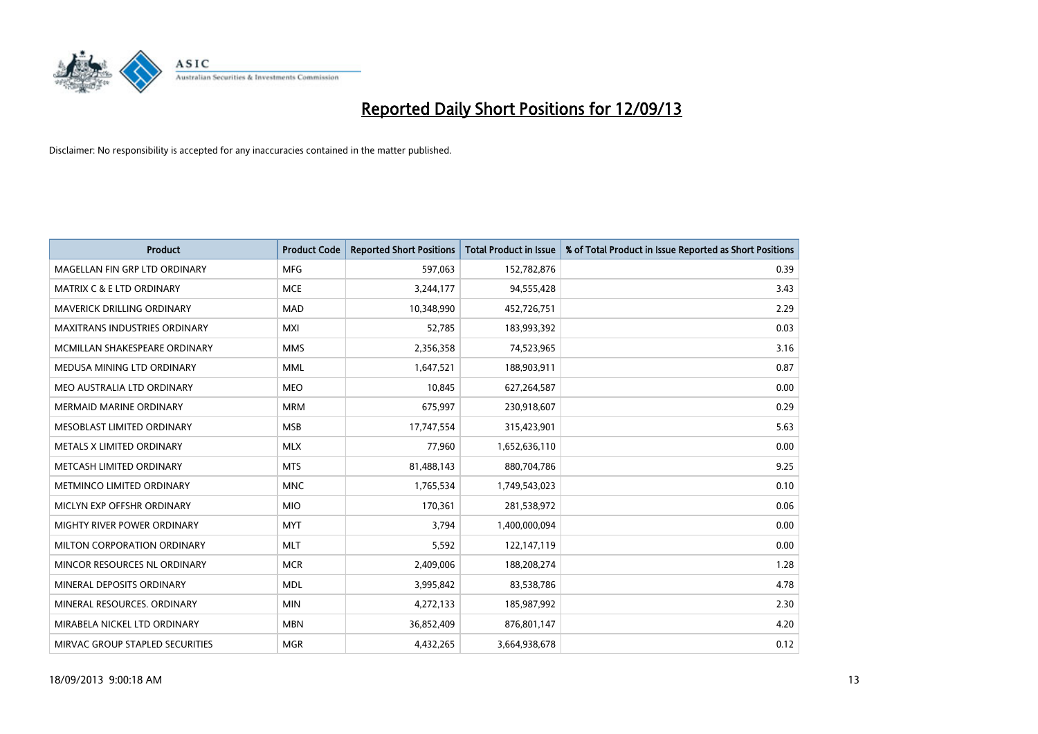# Reported Daily Short Positions for 12/09/13

Disclaimer: No responsibility is accepted for any inaccuracies contained in the matter published.

| Product | Product Code | Reported Short Positions | Total Product in Issue | % of Total Product in Issue Reported as Short Positions |
|---|---|---|---|---|
| MAGELLAN FIN GRP LTD ORDINARY | MFG | 597,063 | 152,782,876 | 0.39 |
| MATRIX C & E LTD ORDINARY | MCE | 3,244,177 | 94,555,428 | 3.43 |
| MAVERICK DRILLING ORDINARY | MAD | 10,348,990 | 452,726,751 | 2.29 |
| MAXITRANS INDUSTRIES ORDINARY | MXI | 52,785 | 183,993,392 | 0.03 |
| MCMILLAN SHAKESPEARE ORDINARY | MMS | 2,356,358 | 74,523,965 | 3.16 |
| MEDUSA MINING LTD ORDINARY | MML | 1,647,521 | 188,903,911 | 0.87 |
| MEO AUSTRALIA LTD ORDINARY | MEO | 10,845 | 627,264,587 | 0.00 |
| MERMAID MARINE ORDINARY | MRM | 675,997 | 230,918,607 | 0.29 |
| MESOBLAST LIMITED ORDINARY | MSB | 17,747,554 | 315,423,901 | 5.63 |
| METALS X LIMITED ORDINARY | MLX | 77,960 | 1,652,636,110 | 0.00 |
| METCASH LIMITED ORDINARY | MTS | 81,488,143 | 880,704,786 | 9.25 |
| METMINCO LIMITED ORDINARY | MNC | 1,765,534 | 1,749,543,023 | 0.10 |
| MICLYN EXP OFFSHR ORDINARY | MIO | 170,361 | 281,538,972 | 0.06 |
| MIGHTY RIVER POWER ORDINARY | MYT | 3,794 | 1,400,000,094 | 0.00 |
| MILTON CORPORATION ORDINARY | MLT | 5,592 | 122,147,119 | 0.00 |
| MINCOR RESOURCES NL ORDINARY | MCR | 2,409,006 | 188,208,274 | 1.28 |
| MINERAL DEPOSITS ORDINARY | MDL | 3,995,842 | 83,538,786 | 4.78 |
| MINERAL RESOURCES. ORDINARY | MIN | 4,272,133 | 185,987,992 | 2.30 |
| MIRABELA NICKEL LTD ORDINARY | MBN | 36,852,409 | 876,801,147 | 4.20 |
| MIRVAC GROUP STAPLED SECURITIES | MGR | 4,432,265 | 3,664,938,678 | 0.12 |

18/09/2013 9:00:18 AM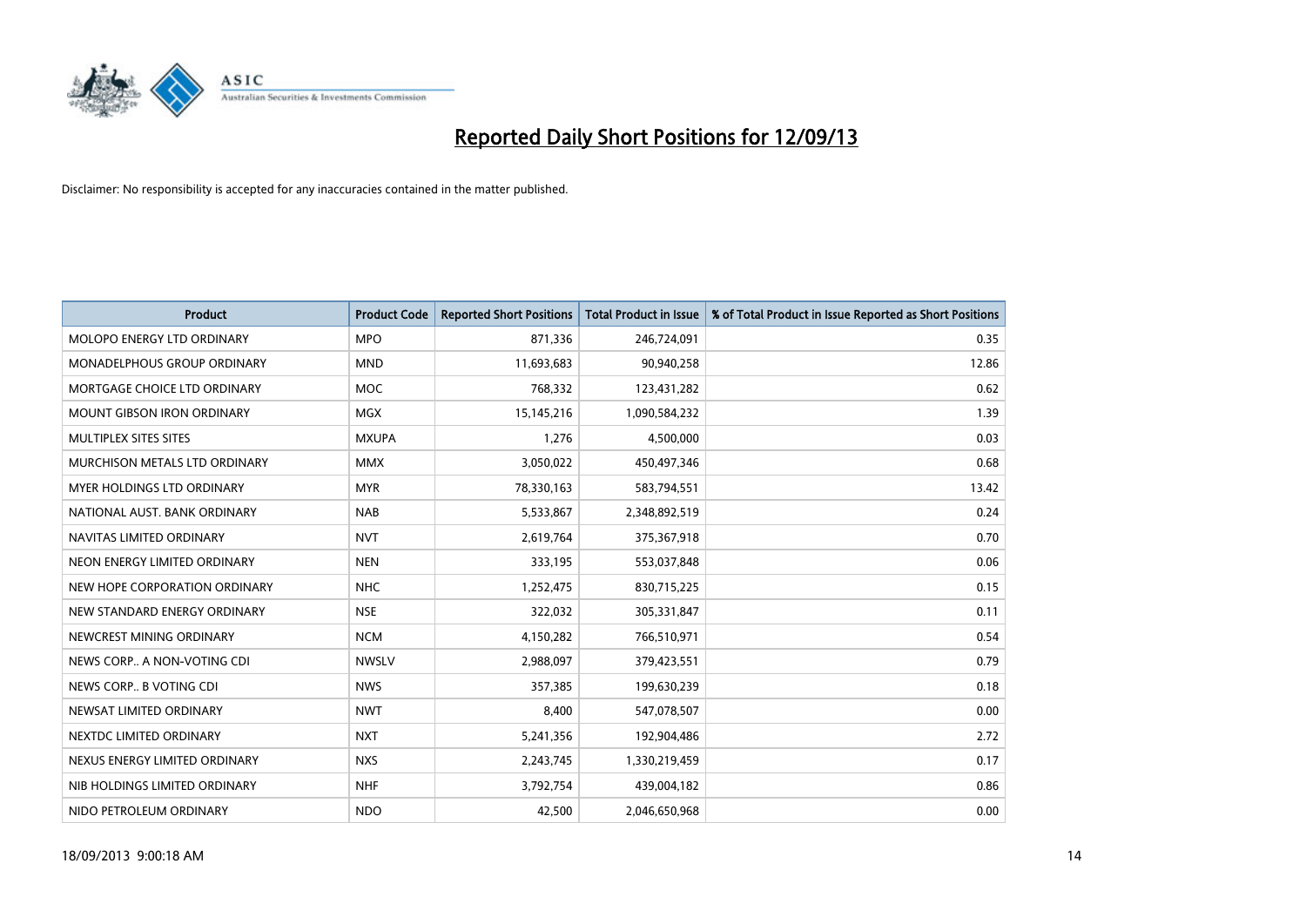# Reported Daily Short Positions for 12/09/13

Disclaimer: No responsibility is accepted for any inaccuracies contained in the matter published.

| Product | Product Code | Reported Short Positions | Total Product in Issue | % of Total Product in Issue Reported as Short Positions |
|---|---|---|---|---|
| MOLOPO ENERGY LTD ORDINARY | MPO | 871,336 | 246,724,091 | 0.35 |
| MONADELPHOUS GROUP ORDINARY | MND | 11,693,683 | 90,940,258 | 12.86 |
| MORTGAGE CHOICE LTD ORDINARY | MOC | 768,332 | 123,431,282 | 0.62 |
| MOUNT GIBSON IRON ORDINARY | MGX | 15,145,216 | 1,090,584,232 | 1.39 |
| MULTIPLEX SITES SITES | MXUPA | 1,276 | 4,500,000 | 0.03 |
| MURCHISON METALS LTD ORDINARY | MMX | 3,050,022 | 450,497,346 | 0.68 |
| MYER HOLDINGS LTD ORDINARY | MYR | 78,330,163 | 583,794,551 | 13.42 |
| NATIONAL AUST. BANK ORDINARY | NAB | 5,533,867 | 2,348,892,519 | 0.24 |
| NAVITAS LIMITED ORDINARY | NVT | 2,619,764 | 375,367,918 | 0.70 |
| NEON ENERGY LIMITED ORDINARY | NEN | 333,195 | 553,037,848 | 0.06 |
| NEW HOPE CORPORATION ORDINARY | NHC | 1,252,475 | 830,715,225 | 0.15 |
| NEW STANDARD ENERGY ORDINARY | NSE | 322,032 | 305,331,847 | 0.11 |
| NEWCREST MINING ORDINARY | NCM | 4,150,282 | 766,510,971 | 0.54 |
| NEWS CORP.. A NON-VOTING CDI | NWSLV | 2,988,097 | 379,423,551 | 0.79 |
| NEWS CORP.. B VOTING CDI | NWS | 357,385 | 199,630,239 | 0.18 |
| NEWSAT LIMITED ORDINARY | NWT | 8,400 | 547,078,507 | 0.00 |
| NEXTDC LIMITED ORDINARY | NXT | 5,241,356 | 192,904,486 | 2.72 |
| NEXUS ENERGY LIMITED ORDINARY | NXS | 2,243,745 | 1,330,219,459 | 0.17 |
| NIB HOLDINGS LIMITED ORDINARY | NHF | 3,792,754 | 439,004,182 | 0.86 |
| NIDO PETROLEUM ORDINARY | NDO | 42,500 | 2,046,650,968 | 0.00 |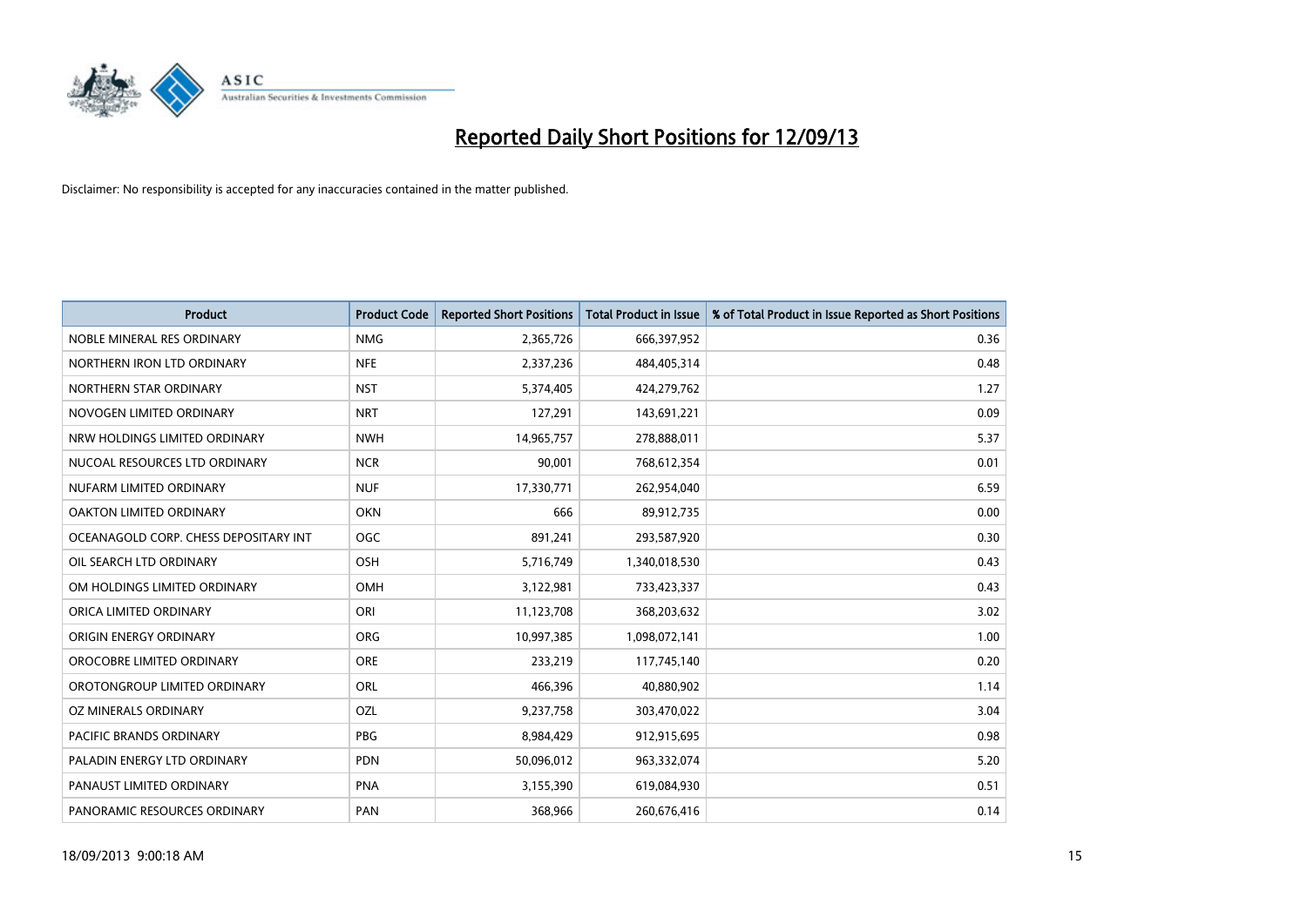# Reported Daily Short Positions for 12/09/13

Disclaimer: No responsibility is accepted for any inaccuracies contained in the matter published.

| Product | Product Code | Reported Short Positions | Total Product in Issue | % of Total Product in Issue Reported as Short Positions |
|---|---|---|---|---|
| NOBLE MINERAL RES ORDINARY | NMG | 2,365,726 | 666,397,952 | 0.36 |
| NORTHERN IRON LTD ORDINARY | NFE | 2,337,236 | 484,405,314 | 0.48 |
| NORTHERN STAR ORDINARY | NST | 5,374,405 | 424,279,762 | 1.27 |
| NOVOGEN LIMITED ORDINARY | NRT | 127,291 | 143,691,221 | 0.09 |
| NRW HOLDINGS LIMITED ORDINARY | NWH | 14,965,757 | 278,888,011 | 5.37 |
| NUCOAL RESOURCES LTD ORDINARY | NCR | 90,001 | 768,612,354 | 0.01 |
| NUFARM LIMITED ORDINARY | NUF | 17,330,771 | 262,954,040 | 6.59 |
| OAKTON LIMITED ORDINARY | OKN | 666 | 89,912,735 | 0.00 |
| OCEANAGOLD CORP. CHESS DEPOSITARY INT | OGC | 891,241 | 293,587,920 | 0.30 |
| OIL SEARCH LTD ORDINARY | OSH | 5,716,749 | 1,340,018,530 | 0.43 |
| OM HOLDINGS LIMITED ORDINARY | OMH | 3,122,981 | 733,423,337 | 0.43 |
| ORICA LIMITED ORDINARY | ORI | 11,123,708 | 368,203,632 | 3.02 |
| ORIGIN ENERGY ORDINARY | ORG | 10,997,385 | 1,098,072,141 | 1.00 |
| OROCOBRE LIMITED ORDINARY | ORE | 233,219 | 117,745,140 | 0.20 |
| OROTONGROUP LIMITED ORDINARY | ORL | 466,396 | 40,880,902 | 1.14 |
| OZ MINERALS ORDINARY | OZL | 9,237,758 | 303,470,022 | 3.04 |
| PACIFIC BRANDS ORDINARY | PBG | 8,984,429 | 912,915,695 | 0.98 |
| PALADIN ENERGY LTD ORDINARY | PDN | 50,096,012 | 963,332,074 | 5.20 |
| PANAUST LIMITED ORDINARY | PNA | 3,155,390 | 619,084,930 | 0.51 |
| PANORAMIC RESOURCES ORDINARY | PAN | 368,966 | 260,676,416 | 0.14 |

18/09/2013 9:00:18 AM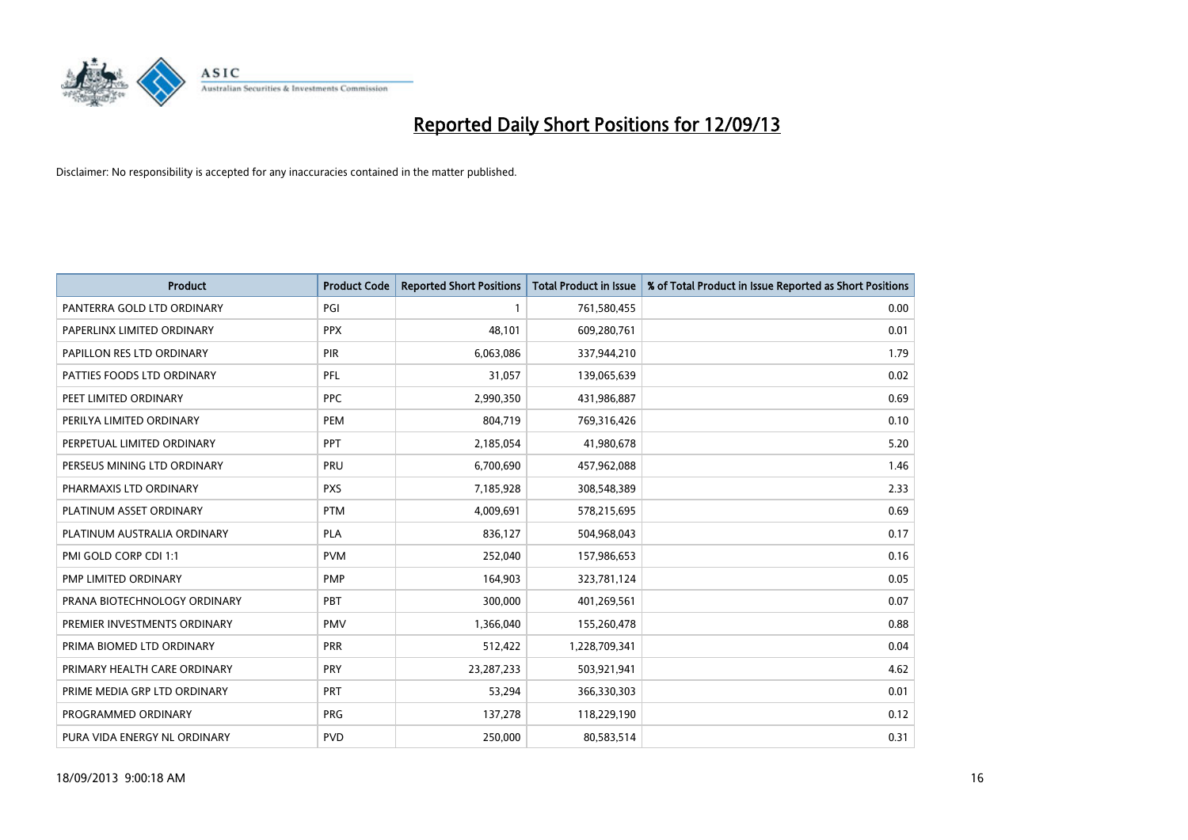# Reported Daily Short Positions for 12/09/13

Disclaimer: No responsibility is accepted for any inaccuracies contained in the matter published.

| Product | Product Code | Reported Short Positions | Total Product in Issue | % of Total Product in Issue Reported as Short Positions |
|---|---|---|---|---|
| PANTERRA GOLD LTD ORDINARY | PGI | 1 | 761,580,455 | 0.00 |
| PAPERLINX LIMITED ORDINARY | PPX | 48,101 | 609,280,761 | 0.01 |
| PAPILLON RES LTD ORDINARY | PIR | 6,063,086 | 337,944,210 | 1.79 |
| PATTIES FOODS LTD ORDINARY | PFL | 31,057 | 139,065,639 | 0.02 |
| PEET LIMITED ORDINARY | PPC | 2,990,350 | 431,986,887 | 0.69 |
| PERILYA LIMITED ORDINARY | PEM | 804,719 | 769,316,426 | 0.10 |
| PERPETUAL LIMITED ORDINARY | PPT | 2,185,054 | 41,980,678 | 5.20 |
| PERSEUS MINING LTD ORDINARY | PRU | 6,700,690 | 457,962,088 | 1.46 |
| PHARMAXIS LTD ORDINARY | PXS | 7,185,928 | 308,548,389 | 2.33 |
| PLATINUM ASSET ORDINARY | PTM | 4,009,691 | 578,215,695 | 0.69 |
| PLATINUM AUSTRALIA ORDINARY | PLA | 836,127 | 504,968,043 | 0.17 |
| PMI GOLD CORP CDI 1:1 | PVM | 252,040 | 157,986,653 | 0.16 |
| PMP LIMITED ORDINARY | PMP | 164,903 | 323,781,124 | 0.05 |
| PRANA BIOTECHNOLOGY ORDINARY | PBT | 300,000 | 401,269,561 | 0.07 |
| PREMIER INVESTMENTS ORDINARY | PMV | 1,366,040 | 155,260,478 | 0.88 |
| PRIMA BIOMED LTD ORDINARY | PRR | 512,422 | 1,228,709,341 | 0.04 |
| PRIMARY HEALTH CARE ORDINARY | PRY | 23,287,233 | 503,921,941 | 4.62 |
| PRIME MEDIA GRP LTD ORDINARY | PRT | 53,294 | 366,330,303 | 0.01 |
| PROGRAMMED ORDINARY | PRG | 137,278 | 118,229,190 | 0.12 |
| PURA VIDA ENERGY NL ORDINARY | PVD | 250,000 | 80,583,514 | 0.31 |

18/09/2013 9:00:18 AM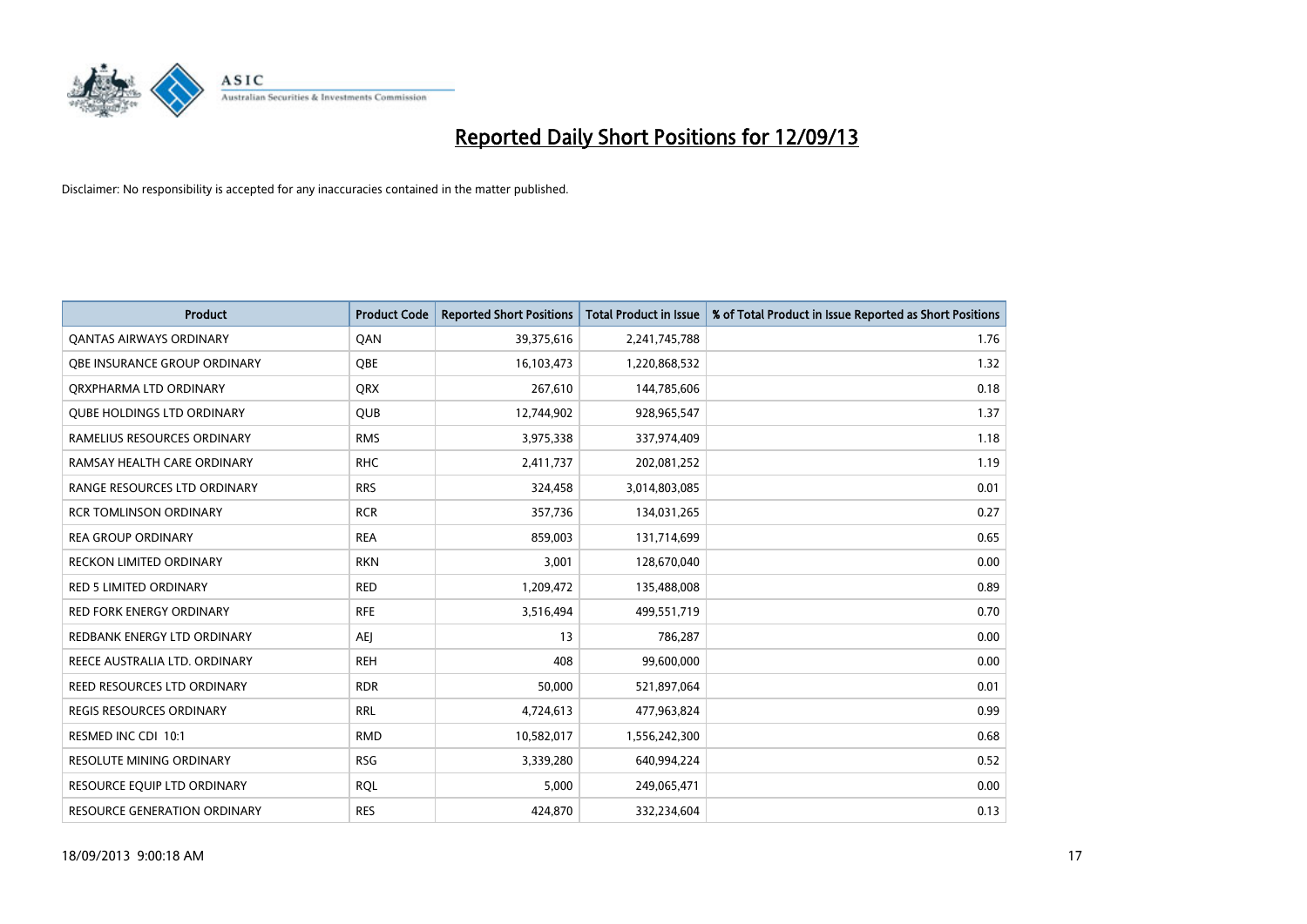# Reported Daily Short Positions for 12/09/13

Disclaimer: No responsibility is accepted for any inaccuracies contained in the matter published.

| Product | Product Code | Reported Short Positions | Total Product in Issue | % of Total Product in Issue Reported as Short Positions |
|---|---|---|---|---|
| QANTAS AIRWAYS ORDINARY | QAN | 39,375,616 | 2,241,745,788 | 1.76 |
| QBE INSURANCE GROUP ORDINARY | QBE | 16,103,473 | 1,220,868,532 | 1.32 |
| QRXPHARMA LTD ORDINARY | QRX | 267,610 | 144,785,606 | 0.18 |
| QUBE HOLDINGS LTD ORDINARY | QUB | 12,744,902 | 928,965,547 | 1.37 |
| RAMELIUS RESOURCES ORDINARY | RMS | 3,975,338 | 337,974,409 | 1.18 |
| RAMSAY HEALTH CARE ORDINARY | RHC | 2,411,737 | 202,081,252 | 1.19 |
| RANGE RESOURCES LTD ORDINARY | RRS | 324,458 | 3,014,803,085 | 0.01 |
| RCR TOMLINSON ORDINARY | RCR | 357,736 | 134,031,265 | 0.27 |
| REA GROUP ORDINARY | REA | 859,003 | 131,714,699 | 0.65 |
| RECKON LIMITED ORDINARY | RKN | 3,001 | 128,670,040 | 0.00 |
| RED 5 LIMITED ORDINARY | RED | 1,209,472 | 135,488,008 | 0.89 |
| RED FORK ENERGY ORDINARY | RFE | 3,516,494 | 499,551,719 | 0.70 |
| REDBANK ENERGY LTD ORDINARY | AEJ | 13 | 786,287 | 0.00 |
| REECE AUSTRALIA LTD. ORDINARY | REH | 408 | 99,600,000 | 0.00 |
| REED RESOURCES LTD ORDINARY | RDR | 50,000 | 521,897,064 | 0.01 |
| REGIS RESOURCES ORDINARY | RRL | 4,724,613 | 477,963,824 | 0.99 |
| RESMED INC CDI 10:1 | RMD | 10,582,017 | 1,556,242,300 | 0.68 |
| RESOLUTE MINING ORDINARY | RSG | 3,339,280 | 640,994,224 | 0.52 |
| RESOURCE EQUIP LTD ORDINARY | RQL | 5,000 | 249,065,471 | 0.00 |
| RESOURCE GENERATION ORDINARY | RES | 424,870 | 332,234,604 | 0.13 |

18/09/2013 9:00:18 AM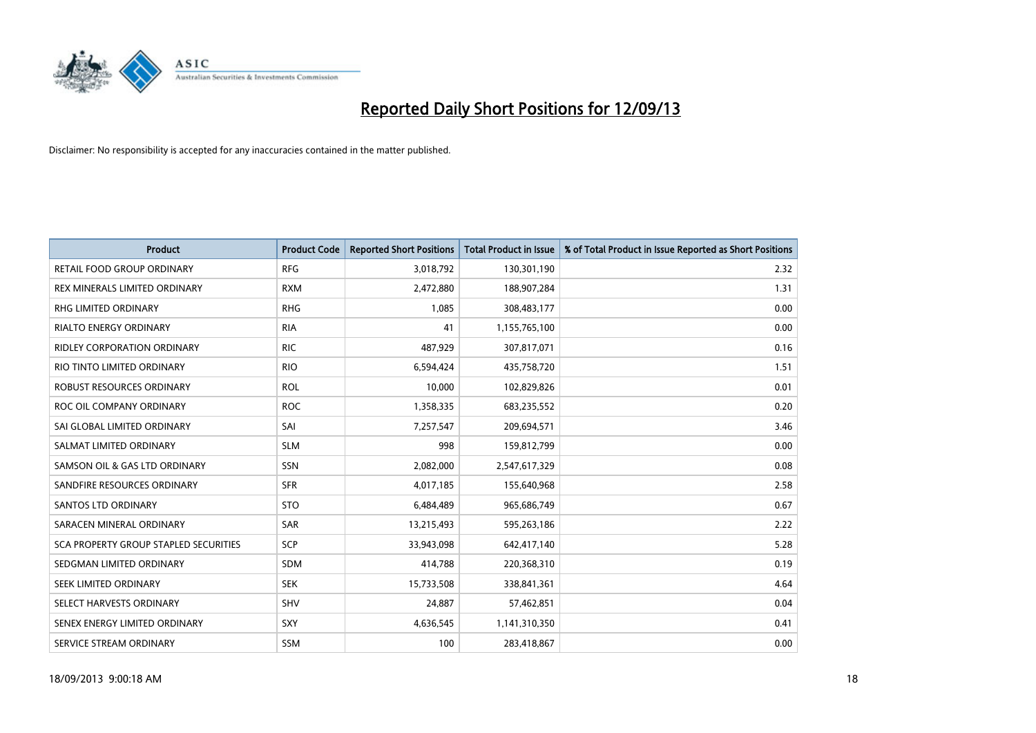# Reported Daily Short Positions for 12/09/13

Disclaimer: No responsibility is accepted for any inaccuracies contained in the matter published.

| Product | Product Code | Reported Short Positions | Total Product in Issue | % of Total Product in Issue Reported as Short Positions |
|---|---|---|---|---|
| RETAIL FOOD GROUP ORDINARY | RFG | 3,018,792 | 130,301,190 | 2.32 |
| REX MINERALS LIMITED ORDINARY | RXM | 2,472,880 | 188,907,284 | 1.31 |
| RHG LIMITED ORDINARY | RHG | 1,085 | 308,483,177 | 0.00 |
| RIALTO ENERGY ORDINARY | RIA | 41 | 1,155,765,100 | 0.00 |
| RIDLEY CORPORATION ORDINARY | RIC | 487,929 | 307,817,071 | 0.16 |
| RIO TINTO LIMITED ORDINARY | RIO | 6,594,424 | 435,758,720 | 1.51 |
| ROBUST RESOURCES ORDINARY | ROL | 10,000 | 102,829,826 | 0.01 |
| ROC OIL COMPANY ORDINARY | ROC | 1,358,335 | 683,235,552 | 0.20 |
| SAI GLOBAL LIMITED ORDINARY | SAI | 7,257,547 | 209,694,571 | 3.46 |
| SALMAT LIMITED ORDINARY | SLM | 998 | 159,812,799 | 0.00 |
| SAMSON OIL & GAS LTD ORDINARY | SSN | 2,082,000 | 2,547,617,329 | 0.08 |
| SANDFIRE RESOURCES ORDINARY | SFR | 4,017,185 | 155,640,968 | 2.58 |
| SANTOS LTD ORDINARY | STO | 6,484,489 | 965,686,749 | 0.67 |
| SARACEN MINERAL ORDINARY | SAR | 13,215,493 | 595,263,186 | 2.22 |
| SCA PROPERTY GROUP STAPLED SECURITIES | SCP | 33,943,098 | 642,417,140 | 5.28 |
| SEDGMAN LIMITED ORDINARY | SDM | 414,788 | 220,368,310 | 0.19 |
| SEEK LIMITED ORDINARY | SEK | 15,733,508 | 338,841,361 | 4.64 |
| SELECT HARVESTS ORDINARY | SHV | 24,887 | 57,462,851 | 0.04 |
| SENEX ENERGY LIMITED ORDINARY | SXY | 4,636,545 | 1,141,310,350 | 0.41 |
| SERVICE STREAM ORDINARY | SSM | 100 | 283,418,867 | 0.00 |

18/09/2013 9:00:18 AM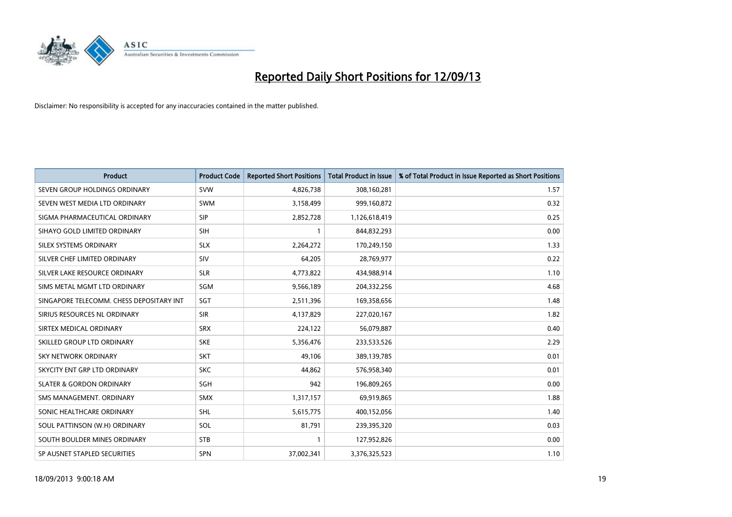# Reported Daily Short Positions for 12/09/13

Disclaimer: No responsibility is accepted for any inaccuracies contained in the matter published.

| Product | Product Code | Reported Short Positions | Total Product in Issue | % of Total Product in Issue Reported as Short Positions |
|---|---|---|---|---|
| SEVEN GROUP HOLDINGS ORDINARY | SVW | 4,826,738 | 308,160,281 | 1.57 |
| SEVEN WEST MEDIA LTD ORDINARY | SWM | 3,158,499 | 999,160,872 | 0.32 |
| SIGMA PHARMACEUTICAL ORDINARY | SIP | 2,852,728 | 1,126,618,419 | 0.25 |
| SIHAYO GOLD LIMITED ORDINARY | SIH | 1 | 844,832,293 | 0.00 |
| SILEX SYSTEMS ORDINARY | SLX | 2,264,272 | 170,249,150 | 1.33 |
| SILVER CHEF LIMITED ORDINARY | SIV | 64,205 | 28,769,977 | 0.22 |
| SILVER LAKE RESOURCE ORDINARY | SLR | 4,773,822 | 434,988,914 | 1.10 |
| SIMS METAL MGMT LTD ORDINARY | SGM | 9,566,189 | 204,332,256 | 4.68 |
| SINGAPORE TELECOMM. CHESS DEPOSITARY INT | SGT | 2,511,396 | 169,358,656 | 1.48 |
| SIRIUS RESOURCES NL ORDINARY | SIR | 4,137,829 | 227,020,167 | 1.82 |
| SIRTEX MEDICAL ORDINARY | SRX | 224,122 | 56,079,887 | 0.40 |
| SKILLED GROUP LTD ORDINARY | SKE | 5,356,476 | 233,533,526 | 2.29 |
| SKY NETWORK ORDINARY | SKT | 49,106 | 389,139,785 | 0.01 |
| SKYCITY ENT GRP LTD ORDINARY | SKC | 44,862 | 576,958,340 | 0.01 |
| SLATER & GORDON ORDINARY | SGH | 942 | 196,809,265 | 0.00 |
| SMS MANAGEMENT. ORDINARY | SMX | 1,317,157 | 69,919,865 | 1.88 |
| SONIC HEALTHCARE ORDINARY | SHL | 5,615,775 | 400,152,056 | 1.40 |
| SOUL PATTINSON (W.H) ORDINARY | SOL | 81,791 | 239,395,320 | 0.03 |
| SOUTH BOULDER MINES ORDINARY | STB | 1 | 127,952,826 | 0.00 |
| SP AUSNET STAPLED SECURITIES | SPN | 37,002,341 | 3,376,325,523 | 1.10 |

18/09/2013 9:00:18 AM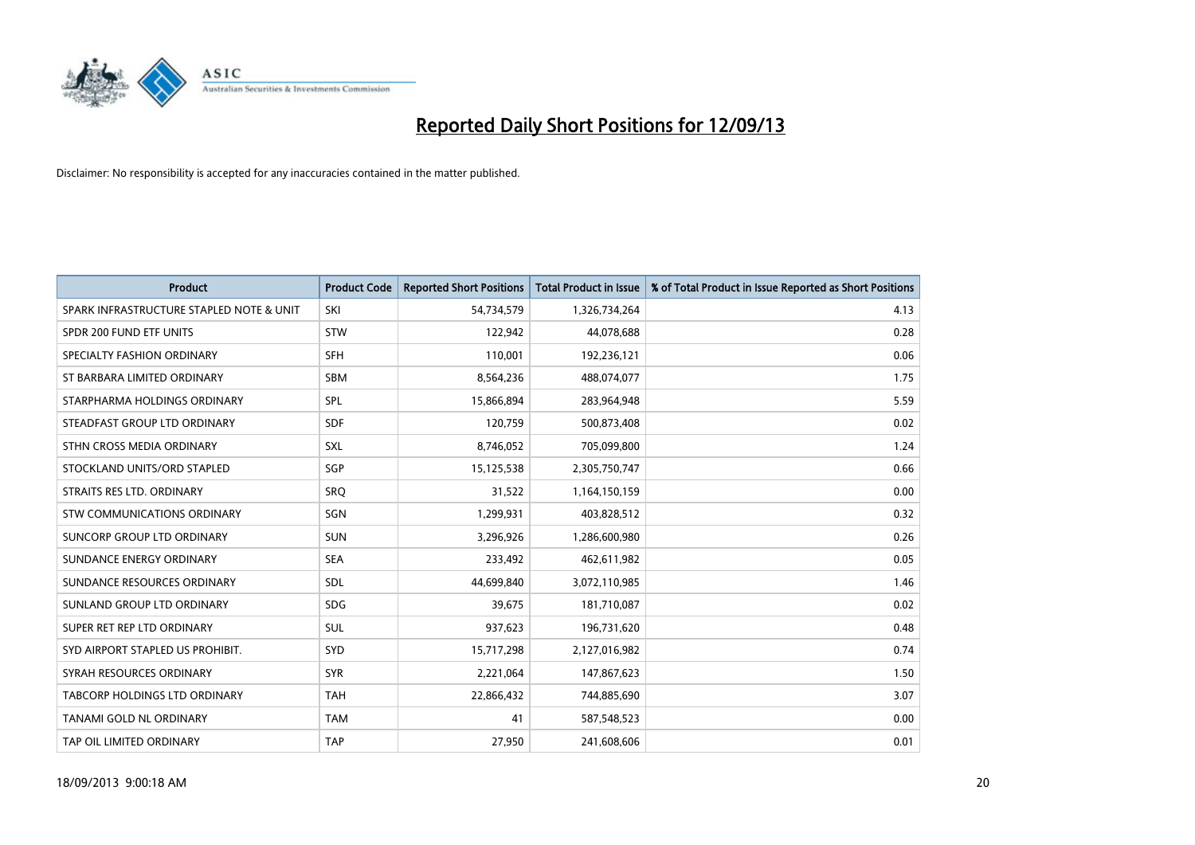# Reported Daily Short Positions for 12/09/13

Disclaimer: No responsibility is accepted for any inaccuracies contained in the matter published.

| Product | Product Code | Reported Short Positions | Total Product in Issue | % of Total Product in Issue Reported as Short Positions |
|---|---|---|---|---|
| SPARK INFRASTRUCTURE STAPLED NOTE & UNIT | SKI | 54,734,579 | 1,326,734,264 | 4.13 |
| SPDR 200 FUND ETF UNITS | STW | 122,942 | 44,078,688 | 0.28 |
| SPECIALTY FASHION ORDINARY | SFH | 110,001 | 192,236,121 | 0.06 |
| ST BARBARA LIMITED ORDINARY | SBM | 8,564,236 | 488,074,077 | 1.75 |
| STARPHARMA HOLDINGS ORDINARY | SPL | 15,866,894 | 283,964,948 | 5.59 |
| STEADFAST GROUP LTD ORDINARY | SDF | 120,759 | 500,873,408 | 0.02 |
| STHN CROSS MEDIA ORDINARY | SXL | 8,746,052 | 705,099,800 | 1.24 |
| STOCKLAND UNITS/ORD STAPLED | SGP | 15,125,538 | 2,305,750,747 | 0.66 |
| STRAITS RES LTD. ORDINARY | SRQ | 31,522 | 1,164,150,159 | 0.00 |
| STW COMMUNICATIONS ORDINARY | SGN | 1,299,931 | 403,828,512 | 0.32 |
| SUNCORP GROUP LTD ORDINARY | SUN | 3,296,926 | 1,286,600,980 | 0.26 |
| SUNDANCE ENERGY ORDINARY | SEA | 233,492 | 462,611,982 | 0.05 |
| SUNDANCE RESOURCES ORDINARY | SDL | 44,699,840 | 3,072,110,985 | 1.46 |
| SUNLAND GROUP LTD ORDINARY | SDG | 39,675 | 181,710,087 | 0.02 |
| SUPER RET REP LTD ORDINARY | SUL | 937,623 | 196,731,620 | 0.48 |
| SYD AIRPORT STAPLED US PROHIBIT. | SYD | 15,717,298 | 2,127,016,982 | 0.74 |
| SYRAH RESOURCES ORDINARY | SYR | 2,221,064 | 147,867,623 | 1.50 |
| TABCORP HOLDINGS LTD ORDINARY | TAH | 22,866,432 | 744,885,690 | 3.07 |
| TANAMI GOLD NL ORDINARY | TAM | 41 | 587,548,523 | 0.00 |
| TAP OIL LIMITED ORDINARY | TAP | 27,950 | 241,608,606 | 0.01 |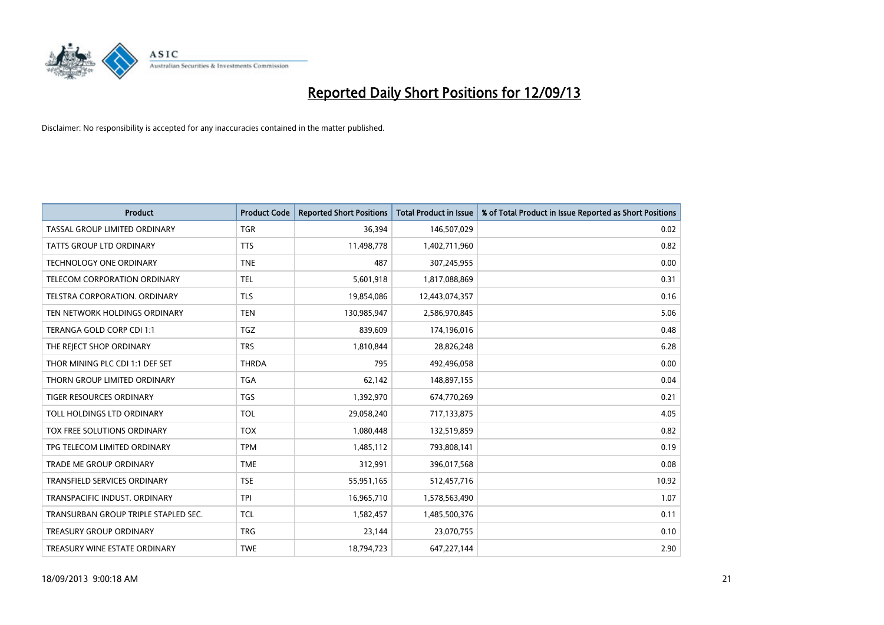# Reported Daily Short Positions for 12/09/13

Disclaimer: No responsibility is accepted for any inaccuracies contained in the matter published.

| Product | Product Code | Reported Short Positions | Total Product in Issue | % of Total Product in Issue Reported as Short Positions |
|---|---|---|---|---|
| TASSAL GROUP LIMITED ORDINARY | TGR | 36,394 | 146,507,029 | 0.02 |
| TATTS GROUP LTD ORDINARY | TTS | 11,498,778 | 1,402,711,960 | 0.82 |
| TECHNOLOGY ONE ORDINARY | TNE | 487 | 307,245,955 | 0.00 |
| TELECOM CORPORATION ORDINARY | TEL | 5,601,918 | 1,817,088,869 | 0.31 |
| TELSTRA CORPORATION. ORDINARY | TLS | 19,854,086 | 12,443,074,357 | 0.16 |
| TEN NETWORK HOLDINGS ORDINARY | TEN | 130,985,947 | 2,586,970,845 | 5.06 |
| TERANGA GOLD CORP CDI 1:1 | TGZ | 839,609 | 174,196,016 | 0.48 |
| THE REJECT SHOP ORDINARY | TRS | 1,810,844 | 28,826,248 | 6.28 |
| THOR MINING PLC CDI 1:1 DEF SET | THRDA | 795 | 492,496,058 | 0.00 |
| THORN GROUP LIMITED ORDINARY | TGA | 62,142 | 148,897,155 | 0.04 |
| TIGER RESOURCES ORDINARY | TGS | 1,392,970 | 674,770,269 | 0.21 |
| TOLL HOLDINGS LTD ORDINARY | TOL | 29,058,240 | 717,133,875 | 4.05 |
| TOX FREE SOLUTIONS ORDINARY | TOX | 1,080,448 | 132,519,859 | 0.82 |
| TPG TELECOM LIMITED ORDINARY | TPM | 1,485,112 | 793,808,141 | 0.19 |
| TRADE ME GROUP ORDINARY | TME | 312,991 | 396,017,568 | 0.08 |
| TRANSFIELD SERVICES ORDINARY | TSE | 55,951,165 | 512,457,716 | 10.92 |
| TRANSPACIFIC INDUST. ORDINARY | TPI | 16,965,710 | 1,578,563,490 | 1.07 |
| TRANSURBAN GROUP TRIPLE STAPLED SEC. | TCL | 1,582,457 | 1,485,500,376 | 0.11 |
| TREASURY GROUP ORDINARY | TRG | 23,144 | 23,070,755 | 0.10 |
| TREASURY WINE ESTATE ORDINARY | TWE | 18,794,723 | 647,227,144 | 2.90 |

18/09/2013 9:00:18 AM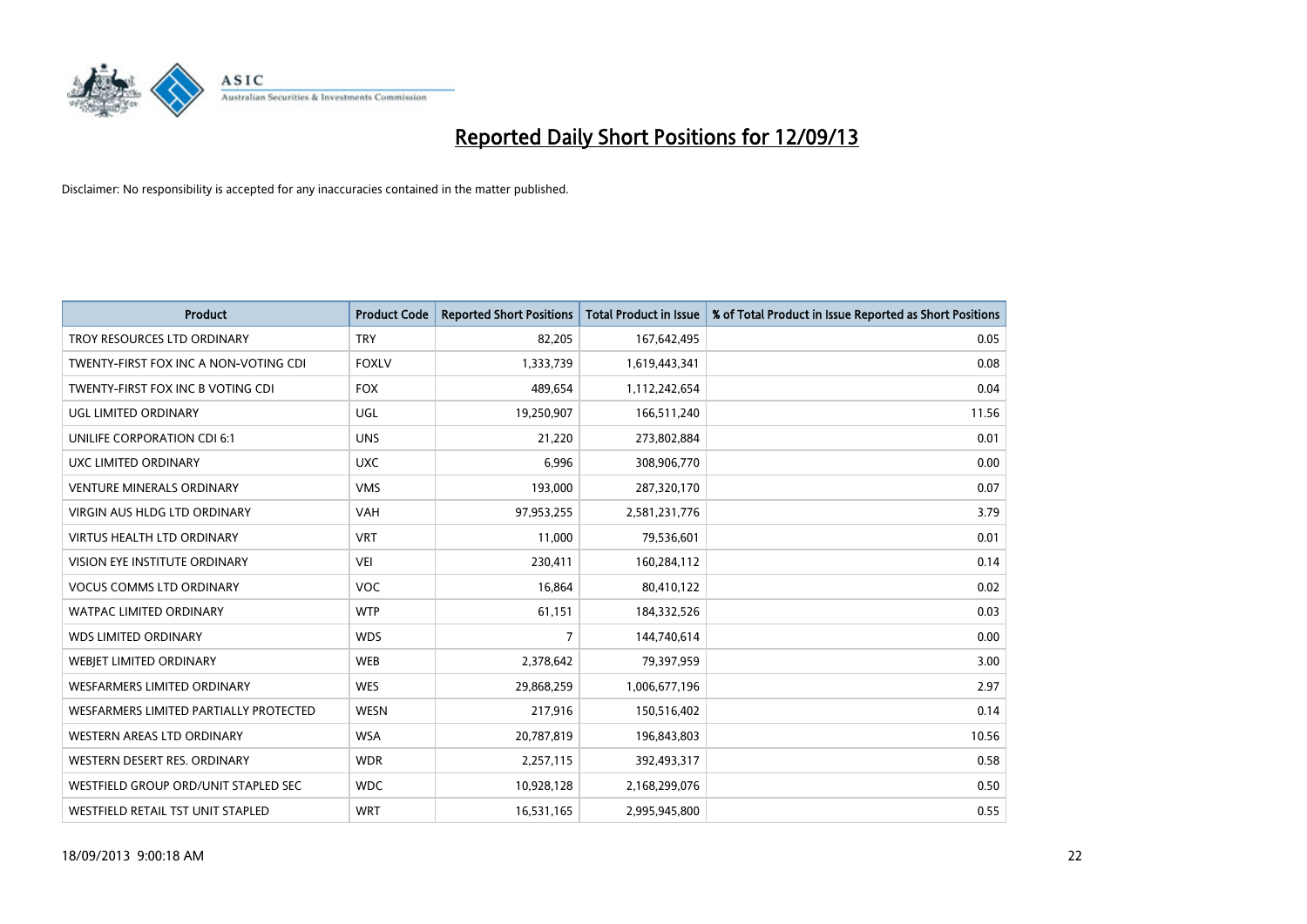# Reported Daily Short Positions for 12/09/13

Disclaimer: No responsibility is accepted for any inaccuracies contained in the matter published.

| Product | Product Code | Reported Short Positions | Total Product in Issue | % of Total Product in Issue Reported as Short Positions |
|---|---|---|---|---|
| TROY RESOURCES LTD ORDINARY | TRY | 82,205 | 167,642,495 | 0.05 |
| TWENTY-FIRST FOX INC A NON-VOTING CDI | FOXLV | 1,333,739 | 1,619,443,341 | 0.08 |
| TWENTY-FIRST FOX INC B VOTING CDI | FOX | 489,654 | 1,112,242,654 | 0.04 |
| UGL LIMITED ORDINARY | UGL | 19,250,907 | 166,511,240 | 11.56 |
| UNILIFE CORPORATION CDI 6:1 | UNS | 21,220 | 273,802,884 | 0.01 |
| UXC LIMITED ORDINARY | UXC | 6,996 | 308,906,770 | 0.00 |
| VENTURE MINERALS ORDINARY | VMS | 193,000 | 287,320,170 | 0.07 |
| VIRGIN AUS HLDG LTD ORDINARY | VAH | 97,953,255 | 2,581,231,776 | 3.79 |
| VIRTUS HEALTH LTD ORDINARY | VRT | 11,000 | 79,536,601 | 0.01 |
| VISION EYE INSTITUTE ORDINARY | VEI | 230,411 | 160,284,112 | 0.14 |
| VOCUS COMMS LTD ORDINARY | VOC | 16,864 | 80,410,122 | 0.02 |
| WATPAC LIMITED ORDINARY | WTP | 61,151 | 184,332,526 | 0.03 |
| WDS LIMITED ORDINARY | WDS | 7 | 144,740,614 | 0.00 |
| WEBJET LIMITED ORDINARY | WEB | 2,378,642 | 79,397,959 | 3.00 |
| WESFARMERS LIMITED ORDINARY | WES | 29,868,259 | 1,006,677,196 | 2.97 |
| WESFARMERS LIMITED PARTIALLY PROTECTED | WESN | 217,916 | 150,516,402 | 0.14 |
| WESTERN AREAS LTD ORDINARY | WSA | 20,787,819 | 196,843,803 | 10.56 |
| WESTERN DESERT RES. ORDINARY | WDR | 2,257,115 | 392,493,317 | 0.58 |
| WESTFIELD GROUP ORD/UNIT STAPLED SEC | WDC | 10,928,128 | 2,168,299,076 | 0.50 |
| WESTFIELD RETAIL TST UNIT STAPLED | WRT | 16,531,165 | 2,995,945,800 | 0.55 |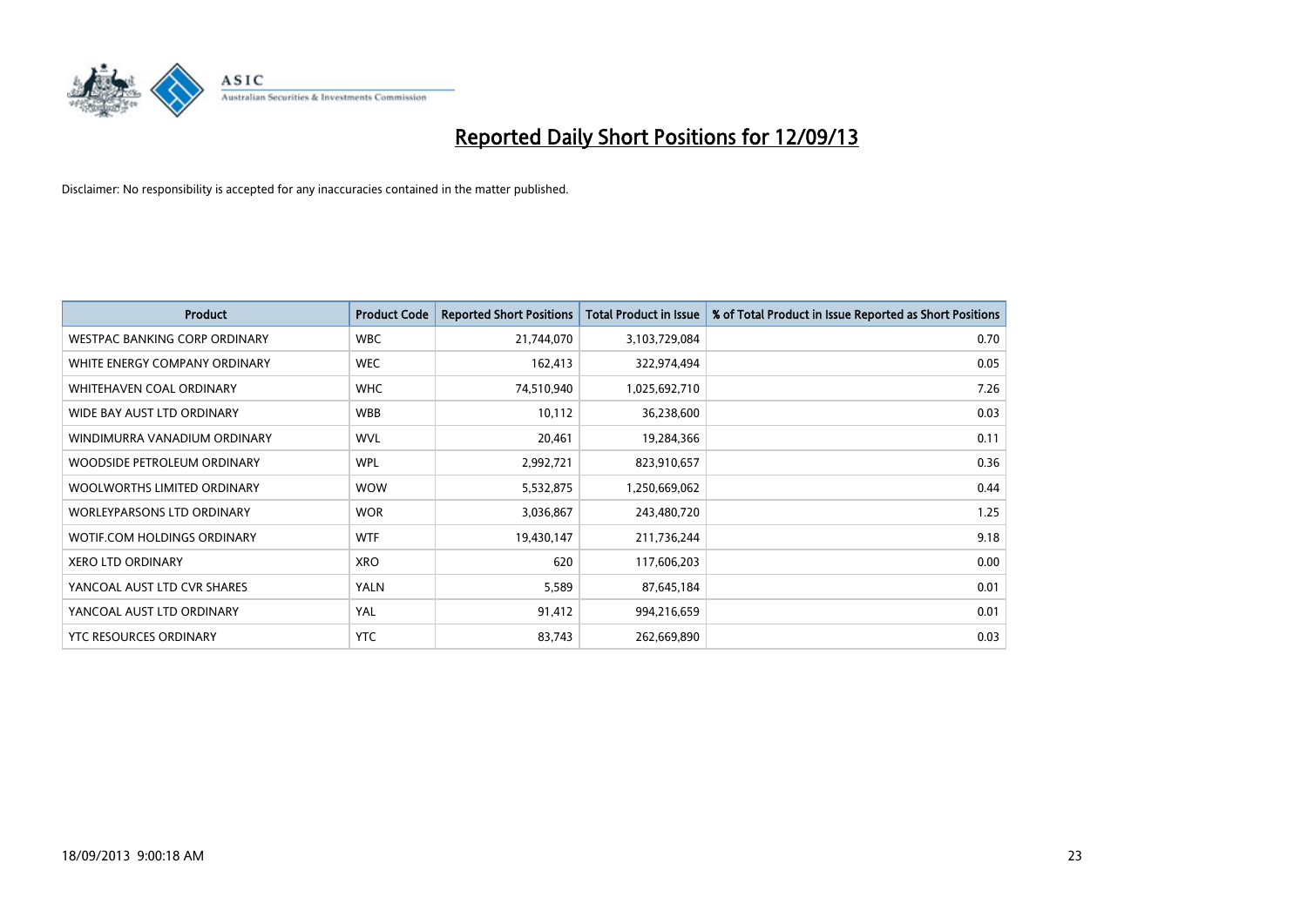# Reported Daily Short Positions for 12/09/13

Disclaimer: No responsibility is accepted for any inaccuracies contained in the matter published.

| Product | Product Code | Reported Short Positions | Total Product in Issue | % of Total Product in Issue Reported as Short Positions |
|---|---|---|---|---|
| WESTPAC BANKING CORP ORDINARY | WBC | 21,744,070 | 3,103,729,084 | 0.70 |
| WHITE ENERGY COMPANY ORDINARY | WEC | 162,413 | 322,974,494 | 0.05 |
| WHITEHAVEN COAL ORDINARY | WHC | 74,510,940 | 1,025,692,710 | 7.26 |
| WIDE BAY AUST LTD ORDINARY | WBB | 10,112 | 36,238,600 | 0.03 |
| WINDIMURRA VANADIUM ORDINARY | WVL | 20,461 | 19,284,366 | 0.11 |
| WOODSIDE PETROLEUM ORDINARY | WPL | 2,992,721 | 823,910,657 | 0.36 |
| WOOLWORTHS LIMITED ORDINARY | WOW | 5,532,875 | 1,250,669,062 | 0.44 |
| WORLEYPARSONS LTD ORDINARY | WOR | 3,036,867 | 243,480,720 | 1.25 |
| WOTIF.COM HOLDINGS ORDINARY | WTF | 19,430,147 | 211,736,244 | 9.18 |
| XERO LTD ORDINARY | XRO | 620 | 117,606,203 | 0.00 |
| YANCOAL AUST LTD CVR SHARES | YALN | 5,589 | 87,645,184 | 0.01 |
| YANCOAL AUST LTD ORDINARY | YAL | 91,412 | 994,216,659 | 0.01 |
| YTC RESOURCES ORDINARY | YTC | 83,743 | 262,669,890 | 0.03 |